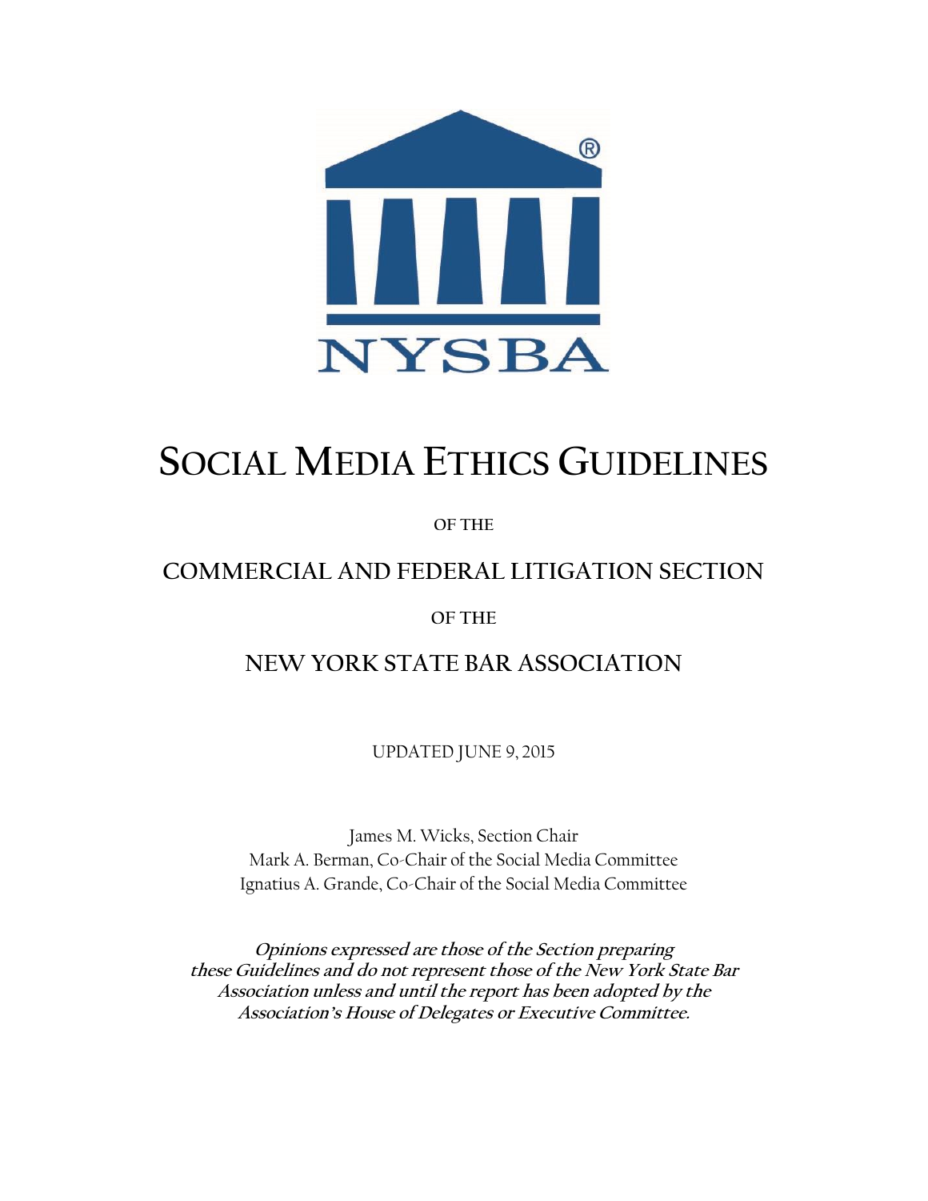NYSBA

# SOCIAL MEDIA ETHICS GUIDELINES

OF THE

## COMMERCIAL AND FEDERAL LITIGATION SECTION

OF THE

## NEW YORK STATE BAR ASSOCIATION

UPDATED JUNE 9, 2015

James M. Wicks, Section Chair
Mark A. Berman, Co-Chair of the Social Media Committee
Ignatius A. Grande, Co-Chair of the Social Media Committee

***Opinions expressed are those of the Section preparing these Guidelines and do not represent those of the New York State Bar Association unless and until the report has been adopted by the Association's House of Delegates or Executive Committee.***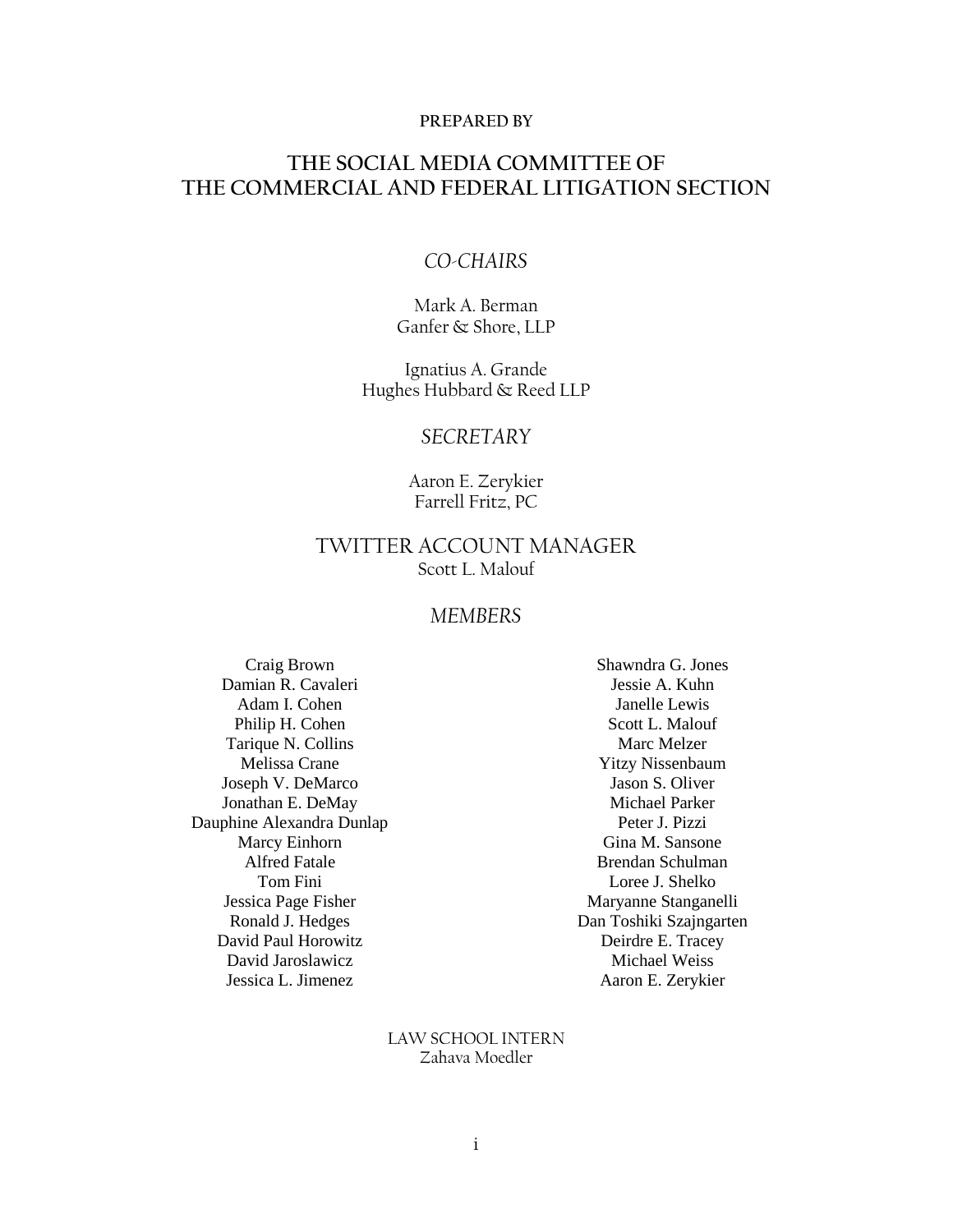**PREPARED BY**

## THE SOCIAL MEDIA COMMITTEE OF THE COMMERCIAL AND FEDERAL LITIGATION SECTION

*CO-CHAIRS*

Mark A. Berman
Ganfer & Shore, LLP

Ignatius A. Grande
Hughes Hubbard & Reed LLP

*SECRETARY*

Aaron E. Zerykier
Farrell Fritz, PC

TWITTER ACCOUNT MANAGER
Scott L. Malouf

*MEMBERS*

Craig Brown
Damian R. Cavaleri
Adam I. Cohen
Philip H. Cohen
Tarique N. Collins
Melissa Crane
Joseph V. DeMarco
Jonathan E. DeMay
Dauphine Alexandra Dunlap
Marcy Einhorn
Alfred Fatale
Tom Fini
Jessica Page Fisher
Ronald J. Hedges
David Paul Horowitz
David Jaroslawicz
Jessica L. Jimenez
Shawndra G. Jones
Jessie A. Kuhn
Janelle Lewis
Scott L. Malouf
Marc Melzer
Yitzy Nissenbaum
Jason S. Oliver
Michael Parker
Peter J. Pizzi
Gina M. Sansone
Brendan Schulman
Loree J. Shelko
Maryanne Stanganelli
Dan Toshiki Szajngarten
Deirdre E. Tracey
Michael Weiss
Aaron E. Zerykier

LAW SCHOOL INTERN
Zahava Moedler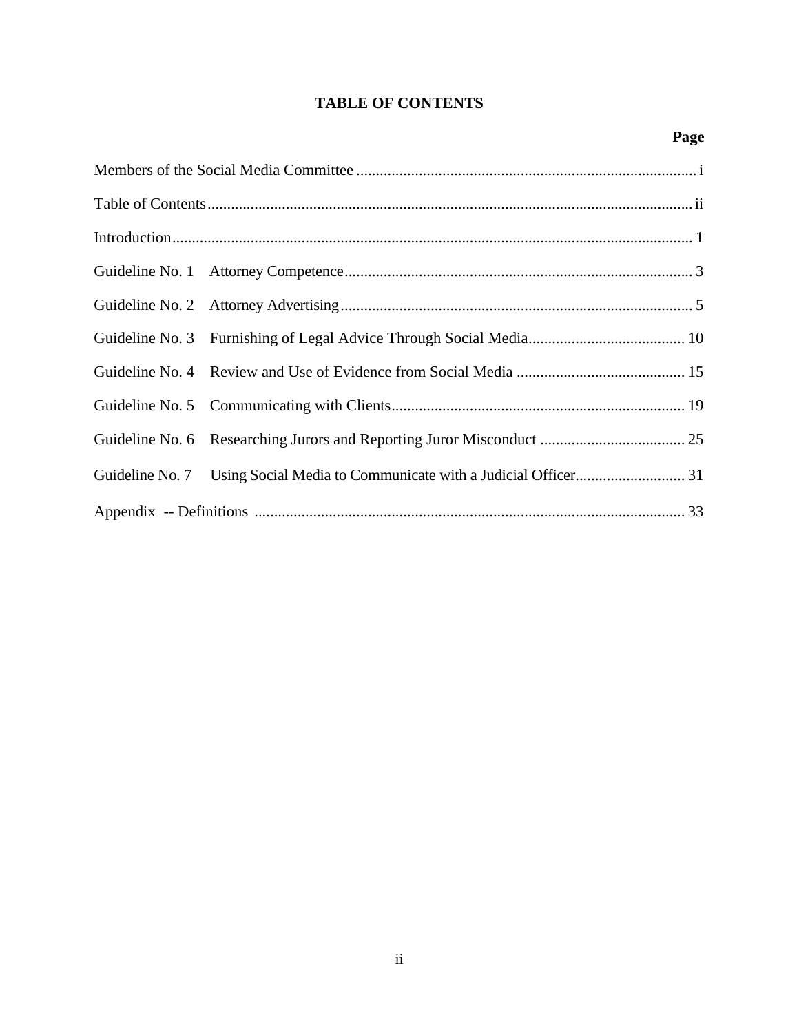# TABLE OF CONTENTS

| | Page |
|---|---|
| Members of the Social Media Committee | i |
| Table of Contents | ii |
| Introduction | 1 |
| Guideline No. 1 Attorney Competence | 3 |
| Guideline No. 2 Attorney Advertising | 5 |
| Guideline No. 3 Furnishing of Legal Advice Through Social Media | 10 |
| Guideline No. 4 Review and Use of Evidence from Social Media | 15 |
| Guideline No. 5 Communicating with Clients | 19 |
| Guideline No. 6 Researching Jurors and Reporting Juror Misconduct | 25 |
| Guideline No. 7 Using Social Media to Communicate with a Judicial Officer | 31 |
| Appendix -- Definitions | 33 |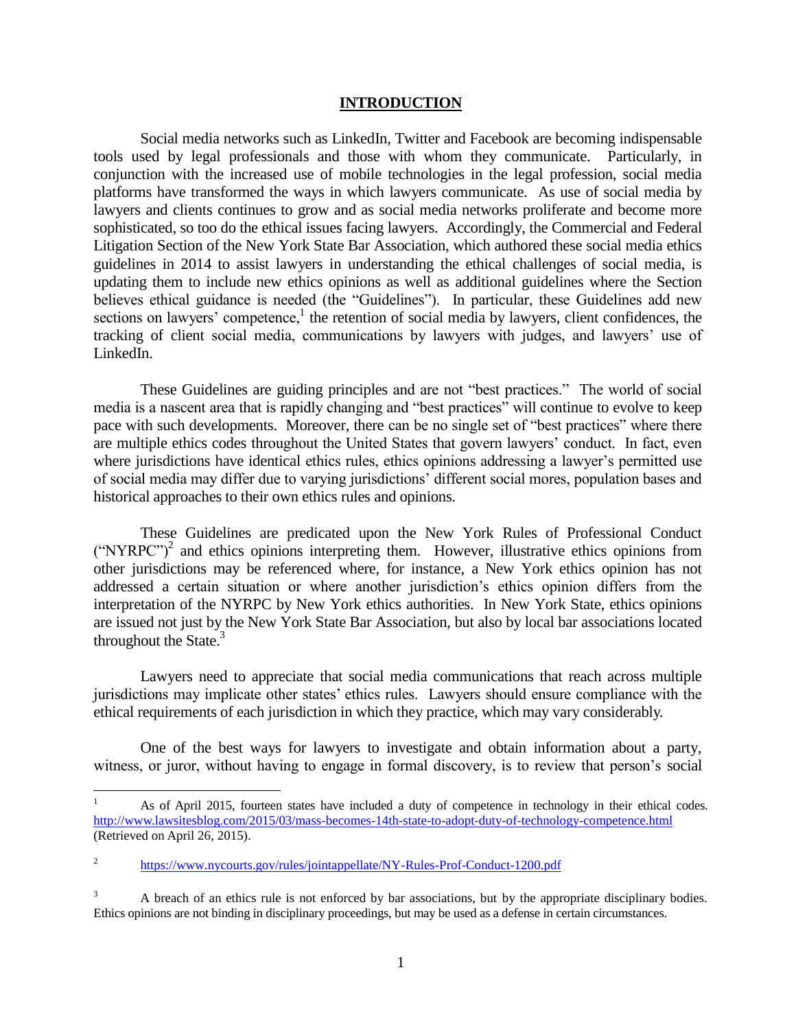## INTRODUCTION

Social media networks such as LinkedIn, Twitter and Facebook are becoming indispensable tools used by legal professionals and those with whom they communicate. Particularly, in conjunction with the increased use of mobile technologies in the legal profession, social media platforms have transformed the ways in which lawyers communicate. As use of social media by lawyers and clients continues to grow and as social media networks proliferate and become more sophisticated, so too do the ethical issues facing lawyers. Accordingly, the Commercial and Federal Litigation Section of the New York State Bar Association, which authored these social media ethics guidelines in 2014 to assist lawyers in understanding the ethical challenges of social media, is updating them to include new ethics opinions as well as additional guidelines where the Section believes ethical guidance is needed (the "Guidelines"). In particular, these Guidelines add new sections on lawyers' competence,[1] the retention of social media by lawyers, client confidences, the tracking of client social media, communications by lawyers with judges, and lawyers' use of LinkedIn.

These Guidelines are guiding principles and are not "best practices." The world of social media is a nascent area that is rapidly changing and "best practices" will continue to evolve to keep pace with such developments. Moreover, there can be no single set of "best practices" where there are multiple ethics codes throughout the United States that govern lawyers' conduct. In fact, even where jurisdictions have identical ethics rules, ethics opinions addressing a lawyer's permitted use of social media may differ due to varying jurisdictions' different social mores, population bases and historical approaches to their own ethics rules and opinions.

These Guidelines are predicated upon the New York Rules of Professional Conduct ("NYRPC")[2] and ethics opinions interpreting them. However, illustrative ethics opinions from other jurisdictions may be referenced where, for instance, a New York ethics opinion has not addressed a certain situation or where another jurisdiction's ethics opinion differs from the interpretation of the NYRPC by New York ethics authorities. In New York State, ethics opinions are issued not just by the New York State Bar Association, but also by local bar associations located throughout the State.[3]

Lawyers need to appreciate that social media communications that reach across multiple jurisdictions may implicate other states' ethics rules. Lawyers should ensure compliance with the ethical requirements of each jurisdiction in which they practice, which may vary considerably.

One of the best ways for lawyers to investigate and obtain information about a party, witness, or juror, without having to engage in formal discovery, is to review that person's social

---

[1] As of April 2015, fourteen states have included a duty of competence in technology in their ethical codes. http://www.lawsitesblog.com/2015/03/mass-becomes-14th-state-to-adopt-duty-of-technology-competence.html (Retrieved on April 26, 2015).

[2] https://www.nycourts.gov/rules/jointappellate/NY-Rules-Prof-Conduct-1200.pdf

[3] A breach of an ethics rule is not enforced by bar associations, but by the appropriate disciplinary bodies. Ethics opinions are not binding in disciplinary proceedings, but may be used as a defense in certain circumstances.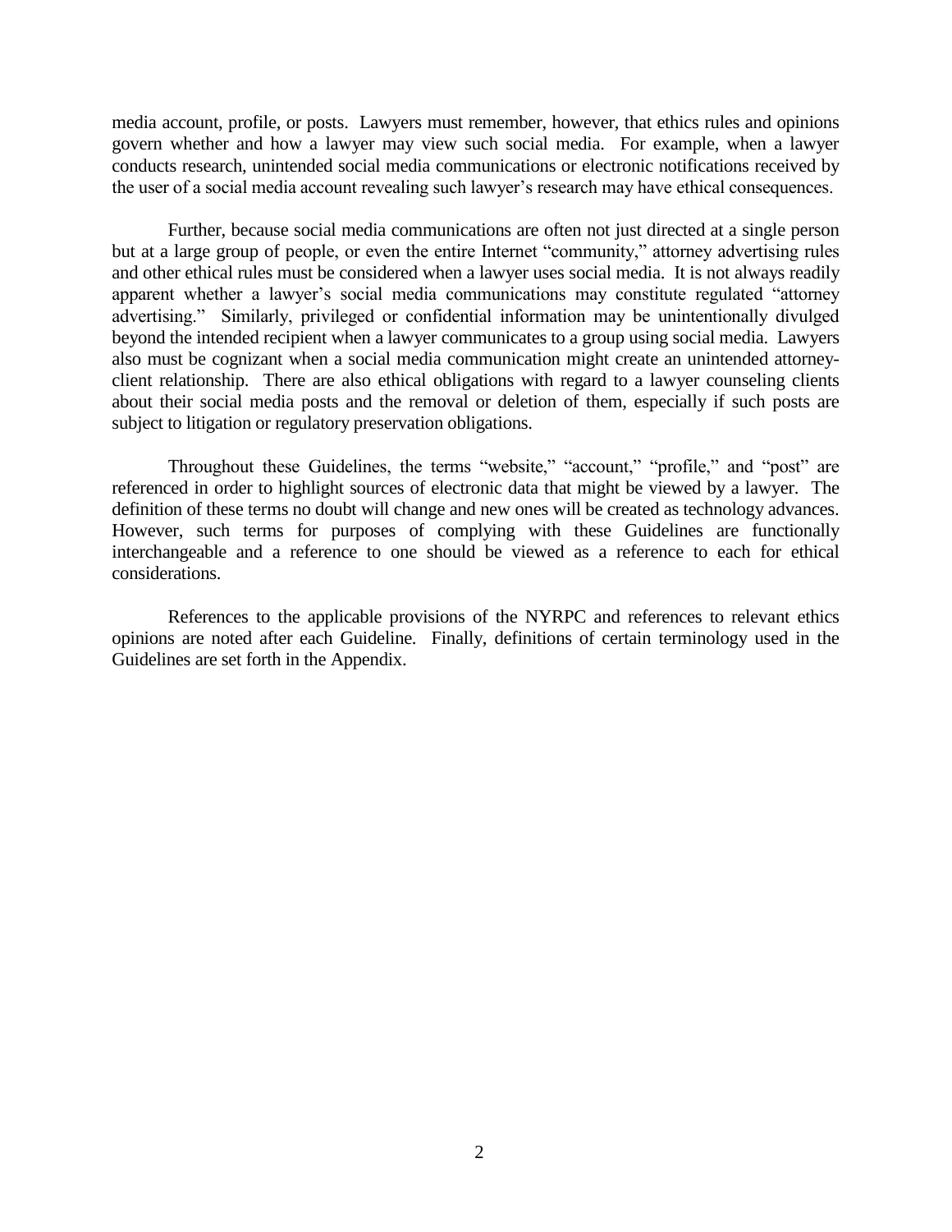media account, profile, or posts. Lawyers must remember, however, that ethics rules and opinions govern whether and how a lawyer may view such social media. For example, when a lawyer conducts research, unintended social media communications or electronic notifications received by the user of a social media account revealing such lawyer's research may have ethical consequences.

Further, because social media communications are often not just directed at a single person but at a large group of people, or even the entire Internet "community," attorney advertising rules and other ethical rules must be considered when a lawyer uses social media. It is not always readily apparent whether a lawyer's social media communications may constitute regulated "attorney advertising." Similarly, privileged or confidential information may be unintentionally divulged beyond the intended recipient when a lawyer communicates to a group using social media. Lawyers also must be cognizant when a social media communication might create an unintended attorney-client relationship. There are also ethical obligations with regard to a lawyer counseling clients about their social media posts and the removal or deletion of them, especially if such posts are subject to litigation or regulatory preservation obligations.

Throughout these Guidelines, the terms "website," "account," "profile," and "post" are referenced in order to highlight sources of electronic data that might be viewed by a lawyer. The definition of these terms no doubt will change and new ones will be created as technology advances. However, such terms for purposes of complying with these Guidelines are functionally interchangeable and a reference to one should be viewed as a reference to each for ethical considerations.

References to the applicable provisions of the NYRPC and references to relevant ethics opinions are noted after each Guideline. Finally, definitions of certain terminology used in the Guidelines are set forth in the Appendix.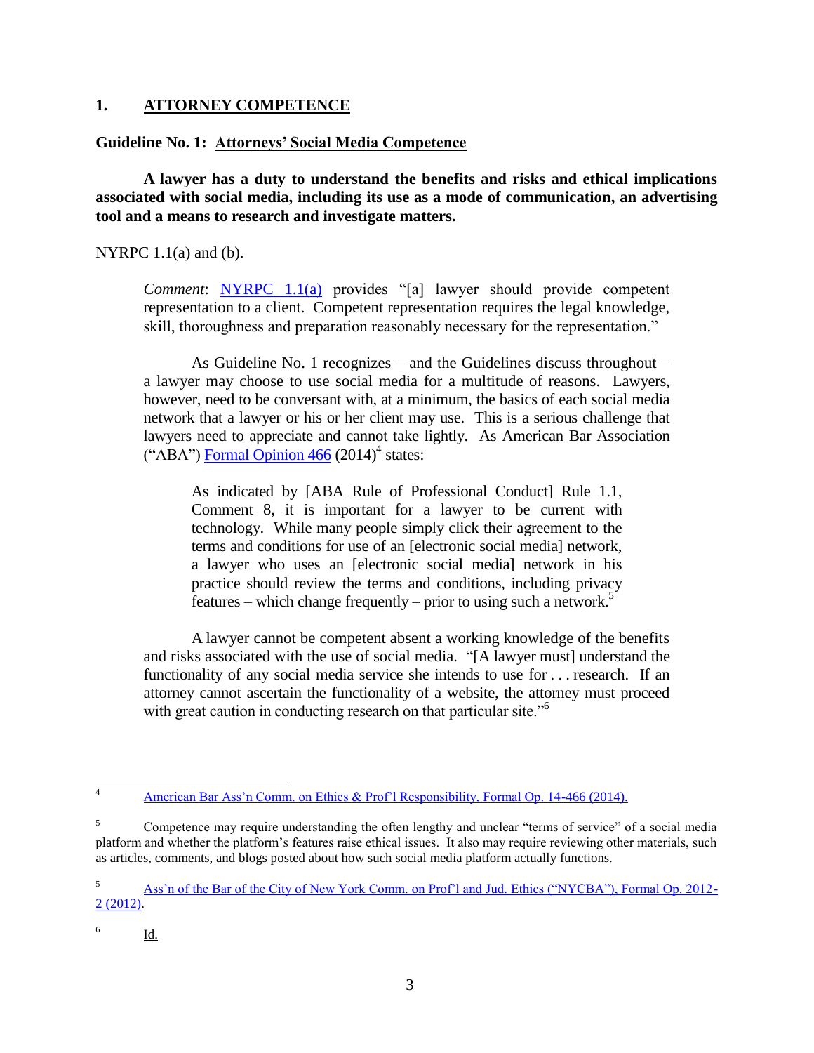## 1. ATTORNEY COMPETENCE

### Guideline No. 1: Attorneys' Social Media Competence

**A lawyer has a duty to understand the benefits and risks and ethical implications associated with social media, including its use as a mode of communication, an advertising tool and a means to research and investigate matters.**

NYRPC 1.1(a) and (b).

> *Comment*: NYRPC 1.1(a) provides "[a] lawyer should provide competent representation to a client. Competent representation requires the legal knowledge, skill, thoroughness and preparation reasonably necessary for the representation."
>
> As Guideline No. 1 recognizes – and the Guidelines discuss throughout – a lawyer may choose to use social media for a multitude of reasons. Lawyers, however, need to be conversant with, at a minimum, the basics of each social media network that a lawyer or his or her client may use. This is a serious challenge that lawyers need to appreciate and cannot take lightly. As American Bar Association ("ABA") Formal Opinion 466 (2014)[4] states:
>
> > As indicated by [ABA Rule of Professional Conduct] Rule 1.1, Comment 8, it is important for a lawyer to be current with technology. While many people simply click their agreement to the terms and conditions for use of an [electronic social media] network, a lawyer who uses an [electronic social media] network in his practice should review the terms and conditions, including privacy features – which change frequently – prior to using such a network.[5]
>
> A lawyer cannot be competent absent a working knowledge of the benefits and risks associated with the use of social media. "[A lawyer must] understand the functionality of any social media service she intends to use for . . . research. If an attorney cannot ascertain the functionality of a website, the attorney must proceed with great caution in conducting research on that particular site."[6]

---

[4] American Bar Ass'n Comm. on Ethics & Prof'l Responsibility, Formal Op. 14-466 (2014).

[5] Competence may require understanding the often lengthy and unclear "terms of service" of a social media platform and whether the platform's features raise ethical issues. It also may require reviewing other materials, such as articles, comments, and blogs posted about how such social media platform actually functions.

[5] Ass'n of the Bar of the City of New York Comm. on Prof'l and Jud. Ethics ("NYCBA"), Formal Op. 2012-2 (2012).

[6] Id.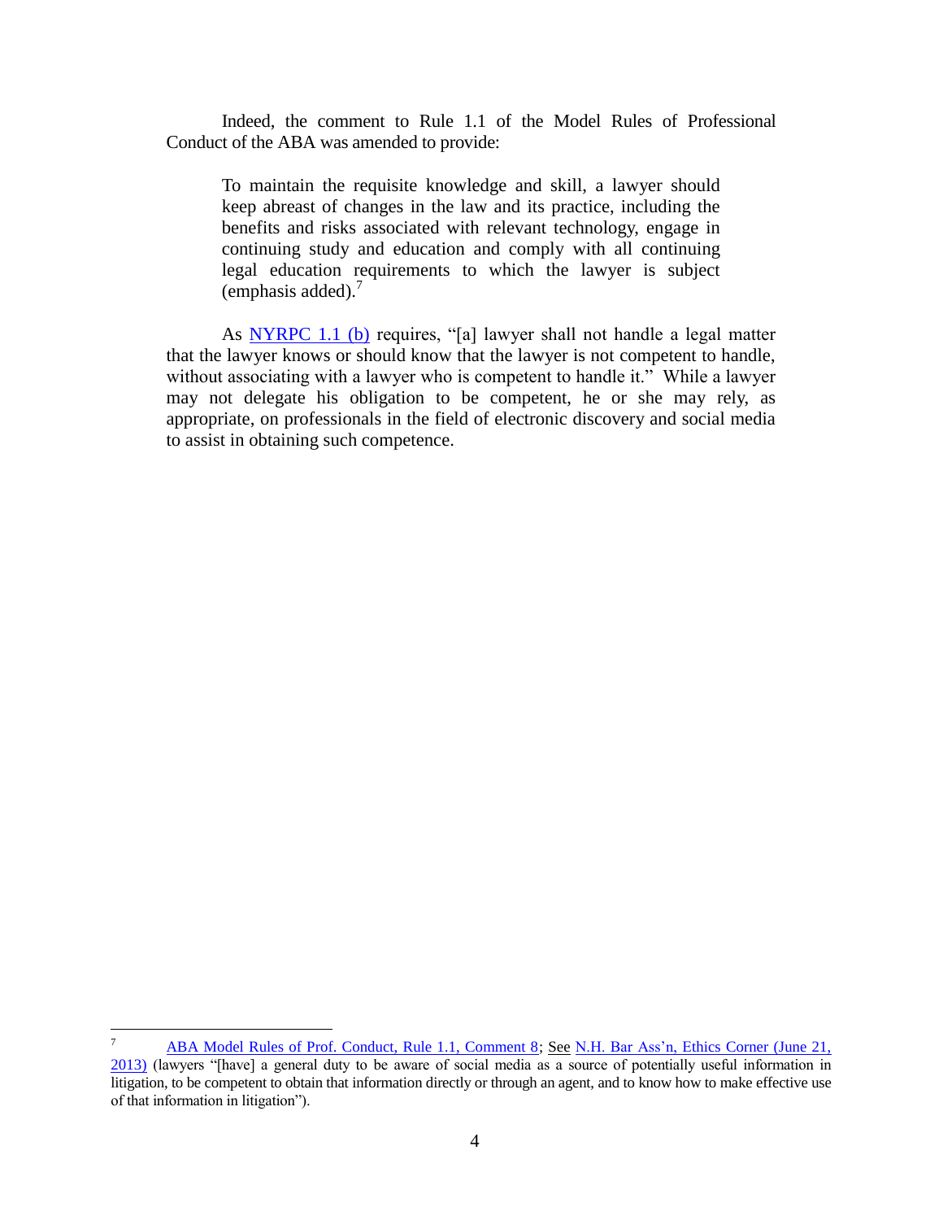Indeed, the comment to Rule 1.1 of the Model Rules of Professional Conduct of the ABA was amended to provide:

> To maintain the requisite knowledge and skill, a lawyer should keep abreast of changes in the law and its practice, including the benefits and risks associated with relevant technology, engage in continuing study and education and comply with all continuing legal education requirements to which the lawyer is subject (emphasis added).[7]

As NYRPC 1.1 (b) requires, "[a] lawyer shall not handle a legal matter that the lawyer knows or should know that the lawyer is not competent to handle, without associating with a lawyer who is competent to handle it." While a lawyer may not delegate his obligation to be competent, he or she may rely, as appropriate, on professionals in the field of electronic discovery and social media to assist in obtaining such competence.

---

[7] ABA Model Rules of Prof. Conduct, Rule 1.1, Comment 8; See N.H. Bar Ass'n, Ethics Corner (June 21, 2013) (lawyers "[have] a general duty to be aware of social media as a source of potentially useful information in litigation, to be competent to obtain that information directly or through an agent, and to know how to make effective use of that information in litigation").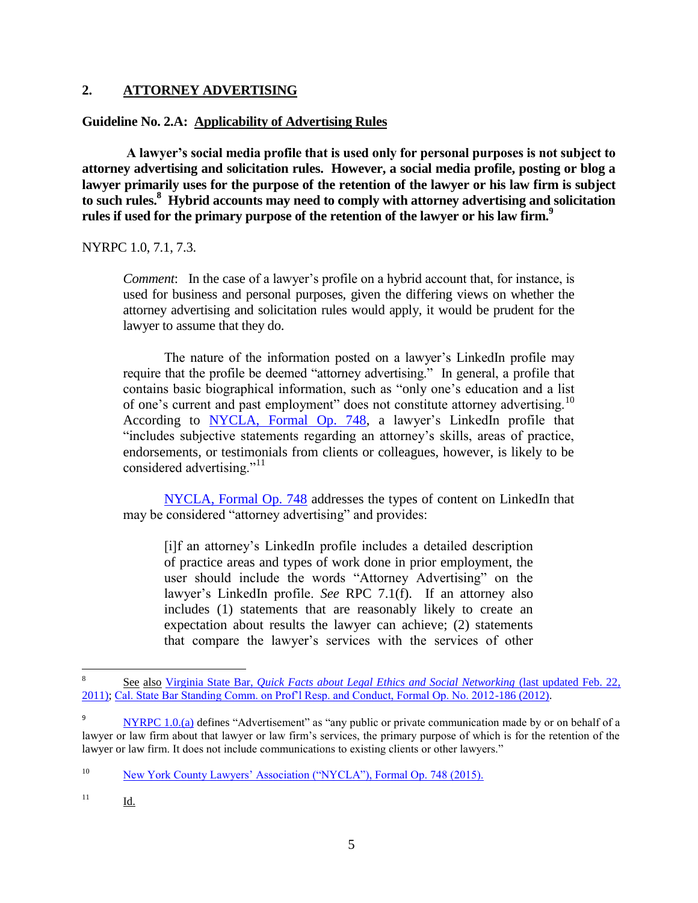## 2. ATTORNEY ADVERTISING

### Guideline No. 2.A: Applicability of Advertising Rules

**A lawyer's social media profile that is used only for personal purposes is not subject to attorney advertising and solicitation rules. However, a social media profile, posting or blog a lawyer primarily uses for the purpose of the retention of the lawyer or his law firm is subject to such rules.[8] Hybrid accounts may need to comply with attorney advertising and solicitation rules if used for the primary purpose of the retention of the lawyer or his law firm.[9]**

NYRPC 1.0, 7.1, 7.3.

> *Comment*: In the case of a lawyer's profile on a hybrid account that, for instance, is used for business and personal purposes, given the differing views on whether the attorney advertising and solicitation rules would apply, it would be prudent for the lawyer to assume that they do.
>
> The nature of the information posted on a lawyer's LinkedIn profile may require that the profile be deemed "attorney advertising." In general, a profile that contains basic biographical information, such as "only one's education and a list of one's current and past employment" does not constitute attorney advertising.[10] According to NYCLA, Formal Op. 748, a lawyer's LinkedIn profile that "includes subjective statements regarding an attorney's skills, areas of practice, endorsements, or testimonials from clients or colleagues, however, is likely to be considered advertising."[11]
>
> NYCLA, Formal Op. 748 addresses the types of content on LinkedIn that may be considered "attorney advertising" and provides:
>
> > [i]f an attorney's LinkedIn profile includes a detailed description of practice areas and types of work done in prior employment, the user should include the words "Attorney Advertising" on the lawyer's LinkedIn profile. *See* RPC 7.1(f). If an attorney also includes (1) statements that are reasonably likely to create an expectation about results the lawyer can achieve; (2) statements that compare the lawyer's services with the services of other

---

[8] See also Virginia State Bar, *Quick Facts about Legal Ethics and Social Networking* (last updated Feb. 22, 2011); Cal. State Bar Standing Comm. on Prof'l Resp. and Conduct, Formal Op. No. 2012-186 (2012).

[9] NYRPC 1.0.(a) defines "Advertisement" as "any public or private communication made by or on behalf of a lawyer or law firm about that lawyer or law firm's services, the primary purpose of which is for the retention of the lawyer or law firm. It does not include communications to existing clients or other lawyers."

[10] New York County Lawyers' Association ("NYCLA"), Formal Op. 748 (2015).

[11] Id.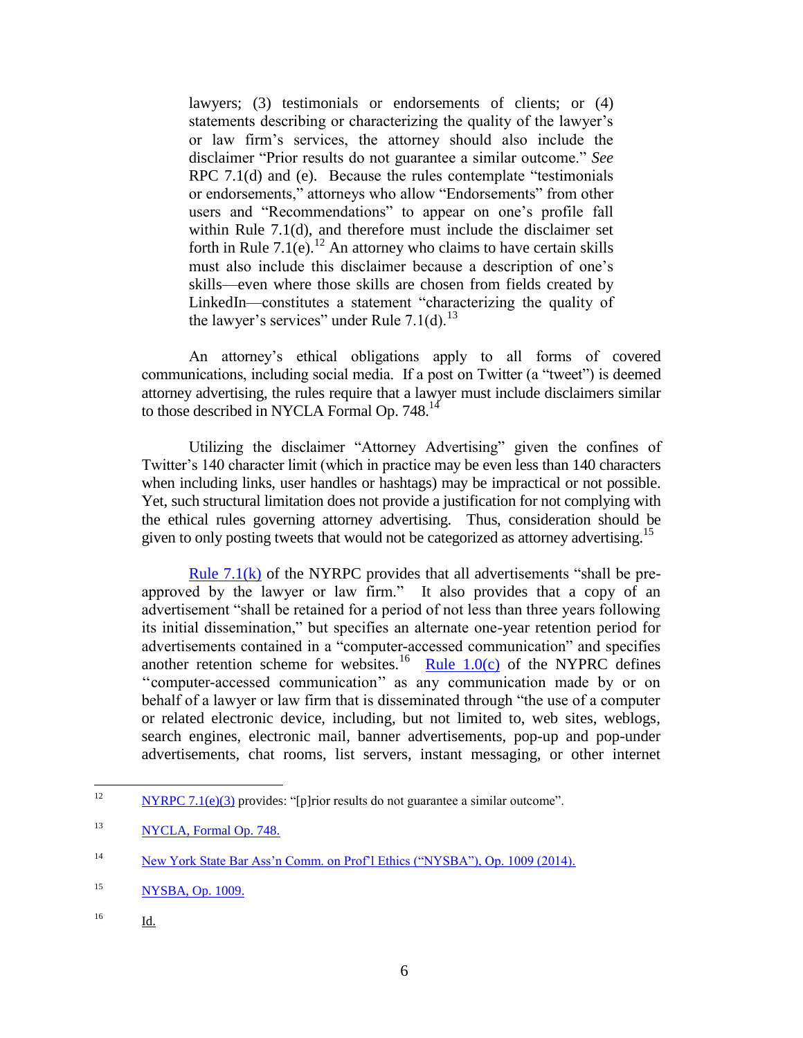lawyers; (3) testimonials or endorsements of clients; or (4) statements describing or characterizing the quality of the lawyer's or law firm's services, the attorney should also include the disclaimer "Prior results do not guarantee a similar outcome." *See* RPC 7.1(d) and (e). Because the rules contemplate "testimonials or endorsements," attorneys who allow "Endorsements" from other users and "Recommendations" to appear on one's profile fall within Rule 7.1(d), and therefore must include the disclaimer set forth in Rule 7.1(e).[12] An attorney who claims to have certain skills must also include this disclaimer because a description of one's skills—even where those skills are chosen from fields created by LinkedIn—constitutes a statement "characterizing the quality of the lawyer's services" under Rule 7.1(d).[13]

An attorney's ethical obligations apply to all forms of covered communications, including social media. If a post on Twitter (a "tweet") is deemed attorney advertising, the rules require that a lawyer must include disclaimers similar to those described in NYCLA Formal Op. 748.[14]

Utilizing the disclaimer "Attorney Advertising" given the confines of Twitter's 140 character limit (which in practice may be even less than 140 characters when including links, user handles or hashtags) may be impractical or not possible. Yet, such structural limitation does not provide a justification for not complying with the ethical rules governing attorney advertising. Thus, consideration should be given to only posting tweets that would not be categorized as attorney advertising.[15]

Rule 7.1(k) of the NYRPC provides that all advertisements "shall be pre-approved by the lawyer or law firm." It also provides that a copy of an advertisement "shall be retained for a period of not less than three years following its initial dissemination," but specifies an alternate one-year retention period for advertisements contained in a "computer-accessed communication" and specifies another retention scheme for websites.[16] Rule 1.0(c) of the NYPRC defines "computer-accessed communication" as any communication made by or on behalf of a lawyer or law firm that is disseminated through "the use of a computer or related electronic device, including, but not limited to, web sites, weblogs, search engines, electronic mail, banner advertisements, pop-up and pop-under advertisements, chat rooms, list servers, instant messaging, or other internet

---

[12] NYRPC 7.1(e)(3) provides: "[p]rior results do not guarantee a similar outcome".

[13] NYCLA, Formal Op. 748.

[14] New York State Bar Ass'n Comm. on Prof'l Ethics ("NYSBA"), Op. 1009 (2014).

[15] NYSBA, Op. 1009.

[16] Id.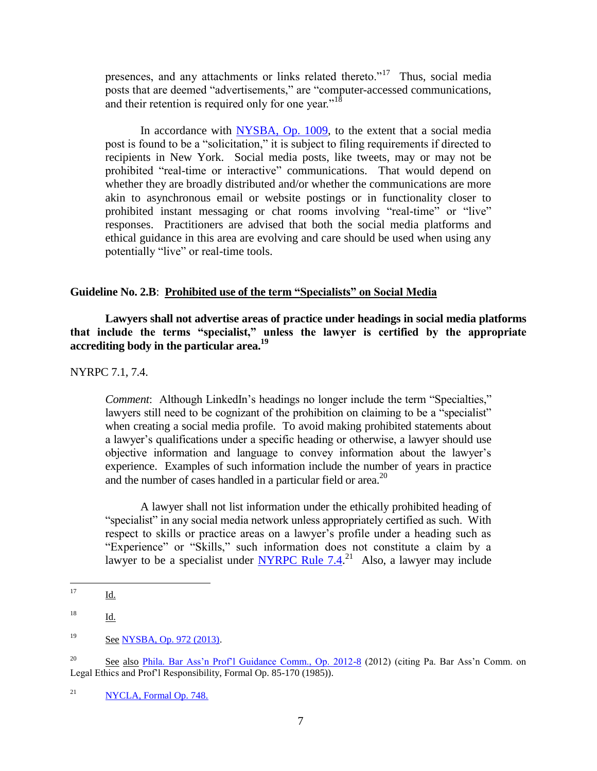presences, and any attachments or links related thereto."[17] Thus, social media posts that are deemed "advertisements," are "computer-accessed communications, and their retention is required only for one year."[18]

In accordance with NYSBA, Op. 1009, to the extent that a social media post is found to be a "solicitation," it is subject to filing requirements if directed to recipients in New York. Social media posts, like tweets, may or may not be prohibited "real-time or interactive" communications. That would depend on whether they are broadly distributed and/or whether the communications are more akin to asynchronous email or website postings or in functionality closer to prohibited instant messaging or chat rooms involving "real-time" or "live" responses. Practitioners are advised that both the social media platforms and ethical guidance in this area are evolving and care should be used when using any potentially "live" or real-time tools.

**Guideline No. 2.B**: **Prohibited use of the term "Specialists" on Social Media**

**Lawyers shall not advertise areas of practice under headings in social media platforms that include the terms "specialist," unless the lawyer is certified by the appropriate accrediting body in the particular area.**[19]

NYRPC 7.1, 7.4.

*Comment*: Although LinkedIn's headings no longer include the term "Specialties," lawyers still need to be cognizant of the prohibition on claiming to be a "specialist" when creating a social media profile. To avoid making prohibited statements about a lawyer's qualifications under a specific heading or otherwise, a lawyer should use objective information and language to convey information about the lawyer's experience. Examples of such information include the number of years in practice and the number of cases handled in a particular field or area.[20]

A lawyer shall not list information under the ethically prohibited heading of "specialist" in any social media network unless appropriately certified as such. With respect to skills or practice areas on a lawyer's profile under a heading such as "Experience" or "Skills," such information does not constitute a claim by a lawyer to be a specialist under NYRPC Rule 7.4.[21] Also, a lawyer may include

---

[17] Id.

[18] Id.

[19] See NYSBA, Op. 972 (2013).

[20] See also Phila. Bar Ass'n Prof'l Guidance Comm., Op. 2012-8 (2012) (citing Pa. Bar Ass'n Comm. on Legal Ethics and Prof'l Responsibility, Formal Op. 85-170 (1985)).

[21] NYCLA, Formal Op. 748.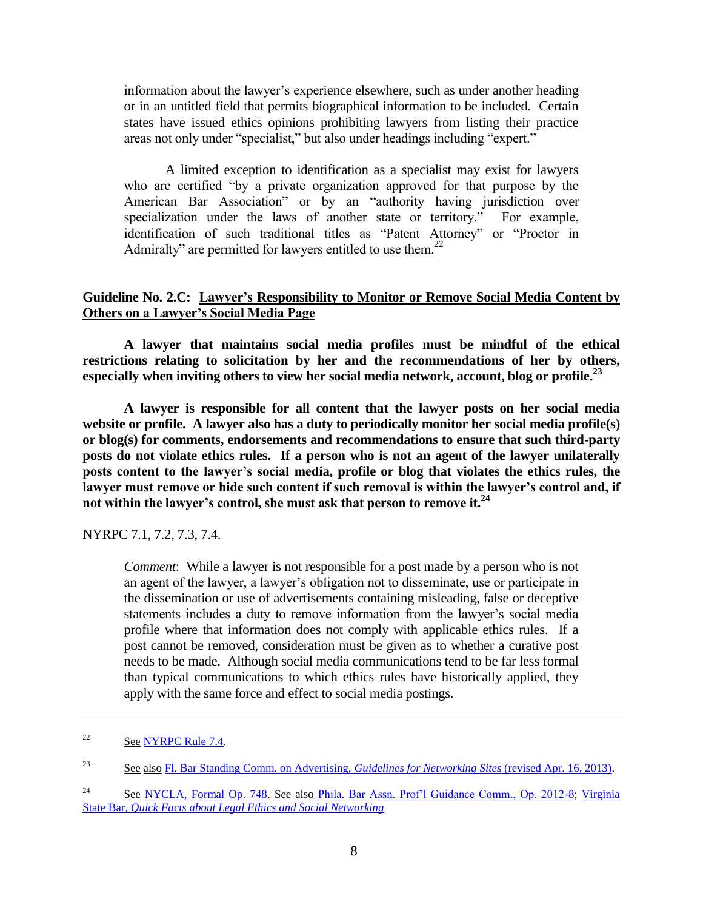information about the lawyer's experience elsewhere, such as under another heading or in an untitled field that permits biographical information to be included. Certain states have issued ethics opinions prohibiting lawyers from listing their practice areas not only under "specialist," but also under headings including "expert."

A limited exception to identification as a specialist may exist for lawyers who are certified "by a private organization approved for that purpose by the American Bar Association" or by an "authority having jurisdiction over specialization under the laws of another state or territory." For example, identification of such traditional titles as "Patent Attorney" or "Proctor in Admiralty" are permitted for lawyers entitled to use them.[22]

**Guideline No. 2.C: <u>Lawyer's Responsibility to Monitor or Remove Social Media Content by Others on a Lawyer's Social Media Page</u>**

**A lawyer that maintains social media profiles must be mindful of the ethical restrictions relating to solicitation by her and the recommendations of her by others, especially when inviting others to view her social media network, account, blog or profile.[23]**

**A lawyer is responsible for all content that the lawyer posts on her social media website or profile. A lawyer also has a duty to periodically monitor her social media profile(s) or blog(s) for comments, endorsements and recommendations to ensure that such third-party posts do not violate ethics rules. If a person who is not an agent of the lawyer unilaterally posts content to the lawyer's social media, profile or blog that violates the ethics rules, the lawyer must remove or hide such content if such removal is within the lawyer's control and, if not within the lawyer's control, she must ask that person to remove it.[24]**

NYRPC 7.1, 7.2, 7.3, 7.4.

*Comment*: While a lawyer is not responsible for a post made by a person who is not an agent of the lawyer, a lawyer's obligation not to disseminate, use or participate in the dissemination or use of advertisements containing misleading, false or deceptive statements includes a duty to remove information from the lawyer's social media profile where that information does not comply with applicable ethics rules. If a post cannot be removed, consideration must be given as to whether a curative post needs to be made. Although social media communications tend to be far less formal than typical communications to which ethics rules have historically applied, they apply with the same force and effect to social media postings.

---

[22] See NYRPC Rule 7.4.

[23] See also Fl. Bar Standing Comm. on Advertising, *Guidelines for Networking Sites* (revised Apr. 16, 2013).

[24] See NYCLA, Formal Op. 748. See also Phila. Bar Assn. Prof'l Guidance Comm., Op. 2012-8; Virginia State Bar, *Quick Facts about Legal Ethics and Social Networking*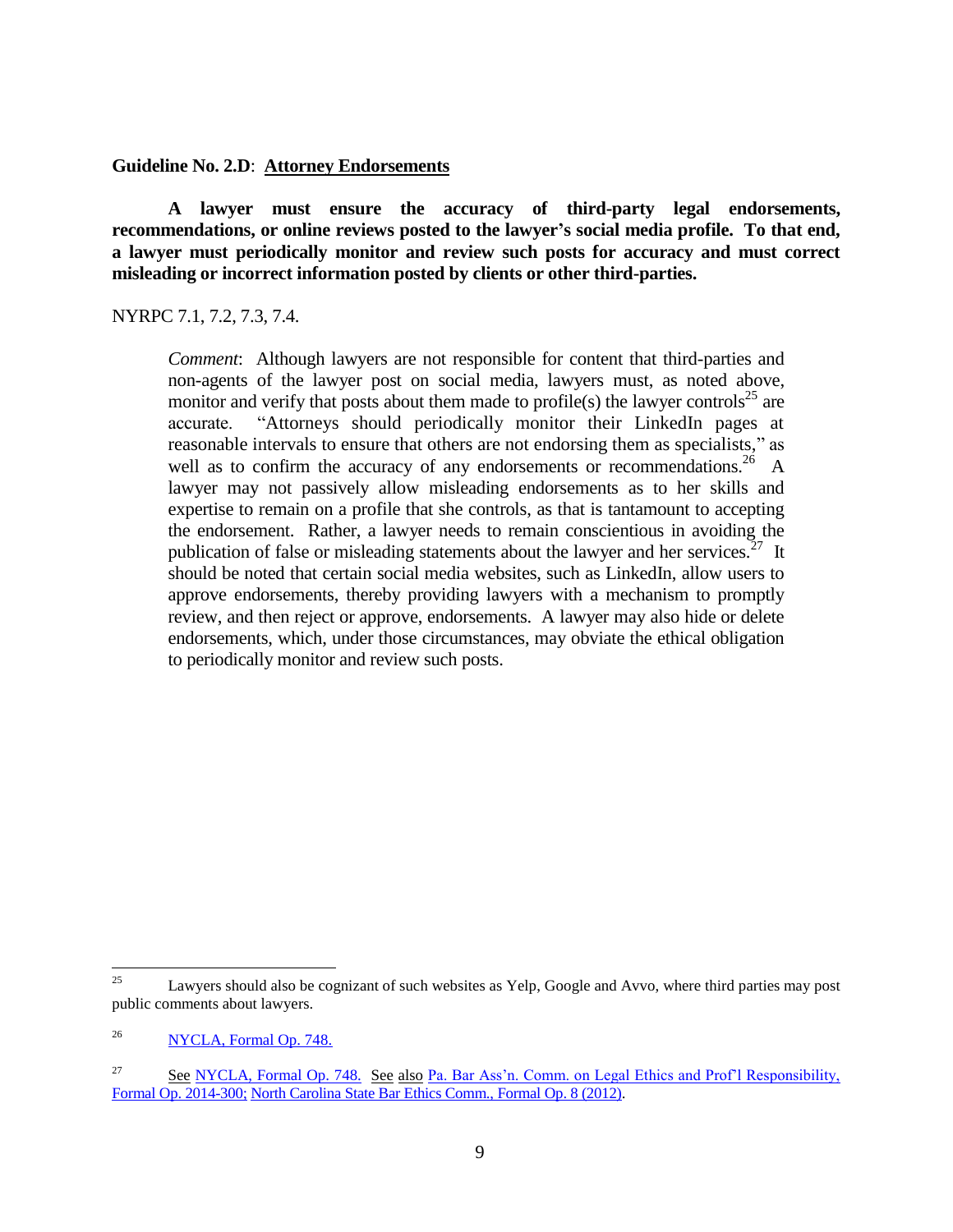**Guideline No. 2.D**: **Attorney Endorsements**

**A lawyer must ensure the accuracy of third-party legal endorsements, recommendations, or online reviews posted to the lawyer's social media profile. To that end, a lawyer must periodically monitor and review such posts for accuracy and must correct misleading or incorrect information posted by clients or other third-parties.**

NYRPC 7.1, 7.2, 7.3, 7.4.

> *Comment*: Although lawyers are not responsible for content that third-parties and non-agents of the lawyer post on social media, lawyers must, as noted above, monitor and verify that posts about them made to profile(s) the lawyer controls[25] are accurate. "Attorneys should periodically monitor their LinkedIn pages at reasonable intervals to ensure that others are not endorsing them as specialists," as well as to confirm the accuracy of any endorsements or recommendations.[26] A lawyer may not passively allow misleading endorsements as to her skills and expertise to remain on a profile that she controls, as that is tantamount to accepting the endorsement. Rather, a lawyer needs to remain conscientious in avoiding the publication of false or misleading statements about the lawyer and her services.[27] It should be noted that certain social media websites, such as LinkedIn, allow users to approve endorsements, thereby providing lawyers with a mechanism to promptly review, and then reject or approve, endorsements. A lawyer may also hide or delete endorsements, which, under those circumstances, may obviate the ethical obligation to periodically monitor and review such posts.

---

[25] Lawyers should also be cognizant of such websites as Yelp, Google and Avvo, where third parties may post public comments about lawyers.

[26] NYCLA, Formal Op. 748.

[27] See NYCLA, Formal Op. 748. See also Pa. Bar Ass'n. Comm. on Legal Ethics and Prof'l Responsibility, Formal Op. 2014-300; North Carolina State Bar Ethics Comm., Formal Op. 8 (2012).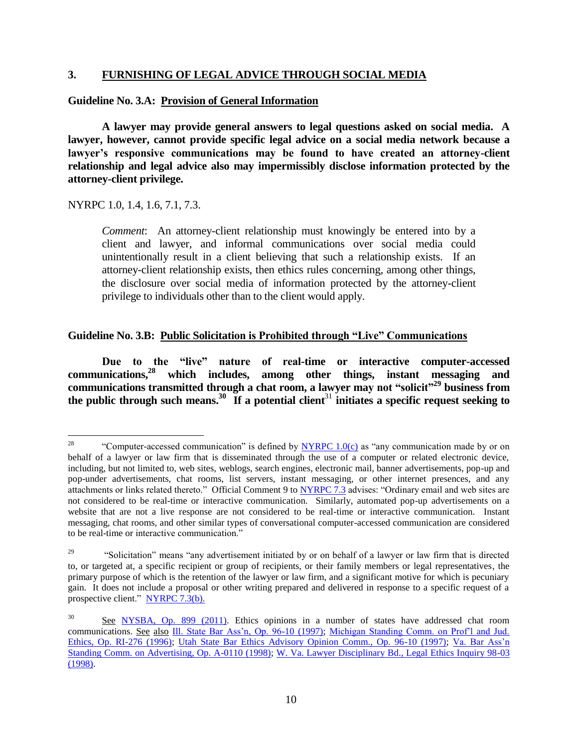## 3. FURNISHING OF LEGAL ADVICE THROUGH SOCIAL MEDIA

### Guideline No. 3.A: Provision of General Information

**A lawyer may provide general answers to legal questions asked on social media. A lawyer, however, cannot provide specific legal advice on a social media network because a lawyer's responsive communications may be found to have created an attorney-client relationship and legal advice also may impermissibly disclose information protected by the attorney-client privilege.**

NYRPC 1.0, 1.4, 1.6, 7.1, 7.3.

> *Comment*: An attorney-client relationship must knowingly be entered into by a client and lawyer, and informal communications over social media could unintentionally result in a client believing that such a relationship exists. If an attorney-client relationship exists, then ethics rules concerning, among other things, the disclosure over social media of information protected by the attorney-client privilege to individuals other than to the client would apply.

### Guideline No. 3.B: Public Solicitation is Prohibited through "Live" Communications

**Due to the "live" nature of real-time or interactive computer-accessed communications,[28] which includes, among other things, instant messaging and communications transmitted through a chat room, a lawyer may not "solicit"[29] business from the public through such means.[30] If a potential client[31] initiates a specific request seeking to**

---

[28] "Computer-accessed communication" is defined by NYRPC 1.0(c) as "any communication made by or on behalf of a lawyer or law firm that is disseminated through the use of a computer or related electronic device, including, but not limited to, web sites, weblogs, search engines, electronic mail, banner advertisements, pop-up and pop-under advertisements, chat rooms, list servers, instant messaging, or other internet presences, and any attachments or links related thereto." Official Comment 9 to NYRPC 7.3 advises: "Ordinary email and web sites are not considered to be real-time or interactive communication. Similarly, automated pop-up advertisements on a website that are not a live response are not considered to be real-time or interactive communication. Instant messaging, chat rooms, and other similar types of conversational computer-accessed communication are considered to be real-time or interactive communication."

[29] "Solicitation" means "any advertisement initiated by or on behalf of a lawyer or law firm that is directed to, or targeted at, a specific recipient or group of recipients, or their family members or legal representatives, the primary purpose of which is the retention of the lawyer or law firm, and a significant motive for which is pecuniary gain. It does not include a proposal or other writing prepared and delivered in response to a specific request of a prospective client." NYRPC 7.3(b).

[30] See NYSBA, Op. 899 (2011). Ethics opinions in a number of states have addressed chat room communications. See also Ill. State Bar Ass'n, Op. 96-10 (1997); Michigan Standing Comm. on Prof'l and Jud. Ethics, Op. RI-276 (1996); Utah State Bar Ethics Advisory Opinion Comm., Op. 96-10 (1997); Va. Bar Ass'n Standing Comm. on Advertising, Op. A-0110 (1998); W. Va. Lawyer Disciplinary Bd., Legal Ethics Inquiry 98-03 (1998).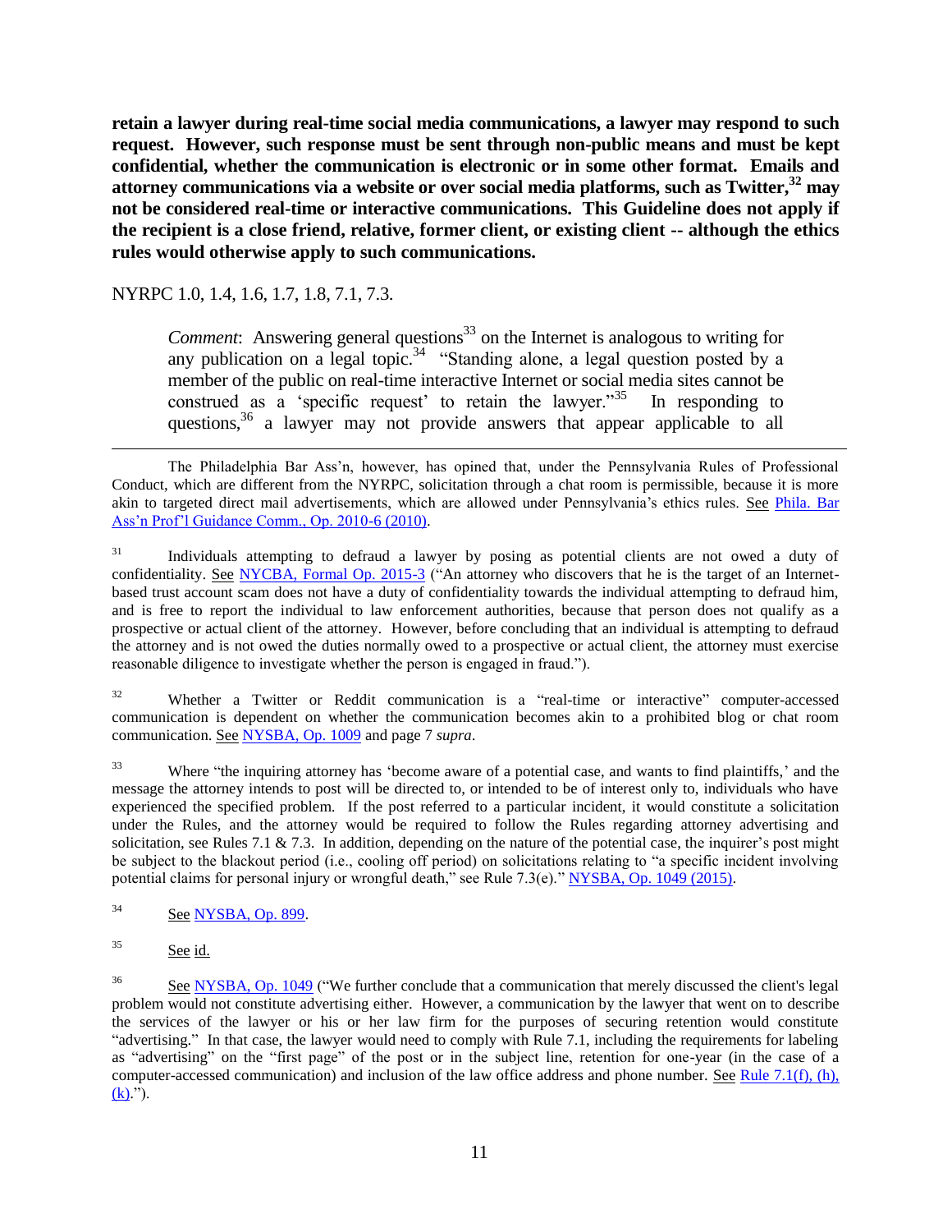**retain a lawyer during real-time social media communications, a lawyer may respond to such request. However, such response must be sent through non-public means and must be kept confidential, whether the communication is electronic or in some other format. Emails and attorney communications via a website or over social media platforms, such as Twitter,[32] may not be considered real-time or interactive communications. This Guideline does not apply if the recipient is a close friend, relative, former client, or existing client -- although the ethics rules would otherwise apply to such communications.**

NYRPC 1.0, 1.4, 1.6, 1.7, 1.8, 7.1, 7.3.

> *Comment*: Answering general questions[33] on the Internet is analogous to writing for any publication on a legal topic.[34] "Standing alone, a legal question posted by a member of the public on real-time interactive Internet or social media sites cannot be construed as a 'specific request' to retain the lawyer."[35] In responding to questions,[36] a lawyer may not provide answers that appear applicable to all

---

The Philadelphia Bar Ass'n, however, has opined that, under the Pennsylvania Rules of Professional Conduct, which are different from the NYRPC, solicitation through a chat room is permissible, because it is more akin to targeted direct mail advertisements, which are allowed under Pennsylvania's ethics rules. See Phila. Bar Ass'n Prof'l Guidance Comm., Op. 2010-6 (2010).

[31] Individuals attempting to defraud a lawyer by posing as potential clients are not owed a duty of confidentiality. See NYCBA, Formal Op. 2015-3 ("An attorney who discovers that he is the target of an Internet-based trust account scam does not have a duty of confidentiality towards the individual attempting to defraud him, and is free to report the individual to law enforcement authorities, because that person does not qualify as a prospective or actual client of the attorney. However, before concluding that an individual is attempting to defraud the attorney and is not owed the duties normally owed to a prospective or actual client, the attorney must exercise reasonable diligence to investigate whether the person is engaged in fraud.").

[32] Whether a Twitter or Reddit communication is a "real-time or interactive" computer-accessed communication is dependent on whether the communication becomes akin to a prohibited blog or chat room communication. See NYSBA, Op. 1009 and page 7 *supra*.

[33] Where "the inquiring attorney has 'become aware of a potential case, and wants to find plaintiffs,' and the message the attorney intends to post will be directed to, or intended to be of interest only to, individuals who have experienced the specified problem. If the post referred to a particular incident, it would constitute a solicitation under the Rules, and the attorney would be required to follow the Rules regarding attorney advertising and solicitation, see Rules 7.1 & 7.3. In addition, depending on the nature of the potential case, the inquirer's post might be subject to the blackout period (i.e., cooling off period) on solicitations relating to "a specific incident involving potential claims for personal injury or wrongful death," see Rule 7.3(e)." NYSBA, Op. 1049 (2015).

[34] See NYSBA, Op. 899.

[35] See id.

[36] See NYSBA, Op. 1049 ("We further conclude that a communication that merely discussed the client's legal problem would not constitute advertising either. However, a communication by the lawyer that went on to describe the services of the lawyer or his or her law firm for the purposes of securing retention would constitute "advertising." In that case, the lawyer would need to comply with Rule 7.1, including the requirements for labeling as "advertising" on the "first page" of the post or in the subject line, retention for one-year (in the case of a computer-accessed communication) and inclusion of the law office address and phone number. See Rule 7.1(f), (h), (k).").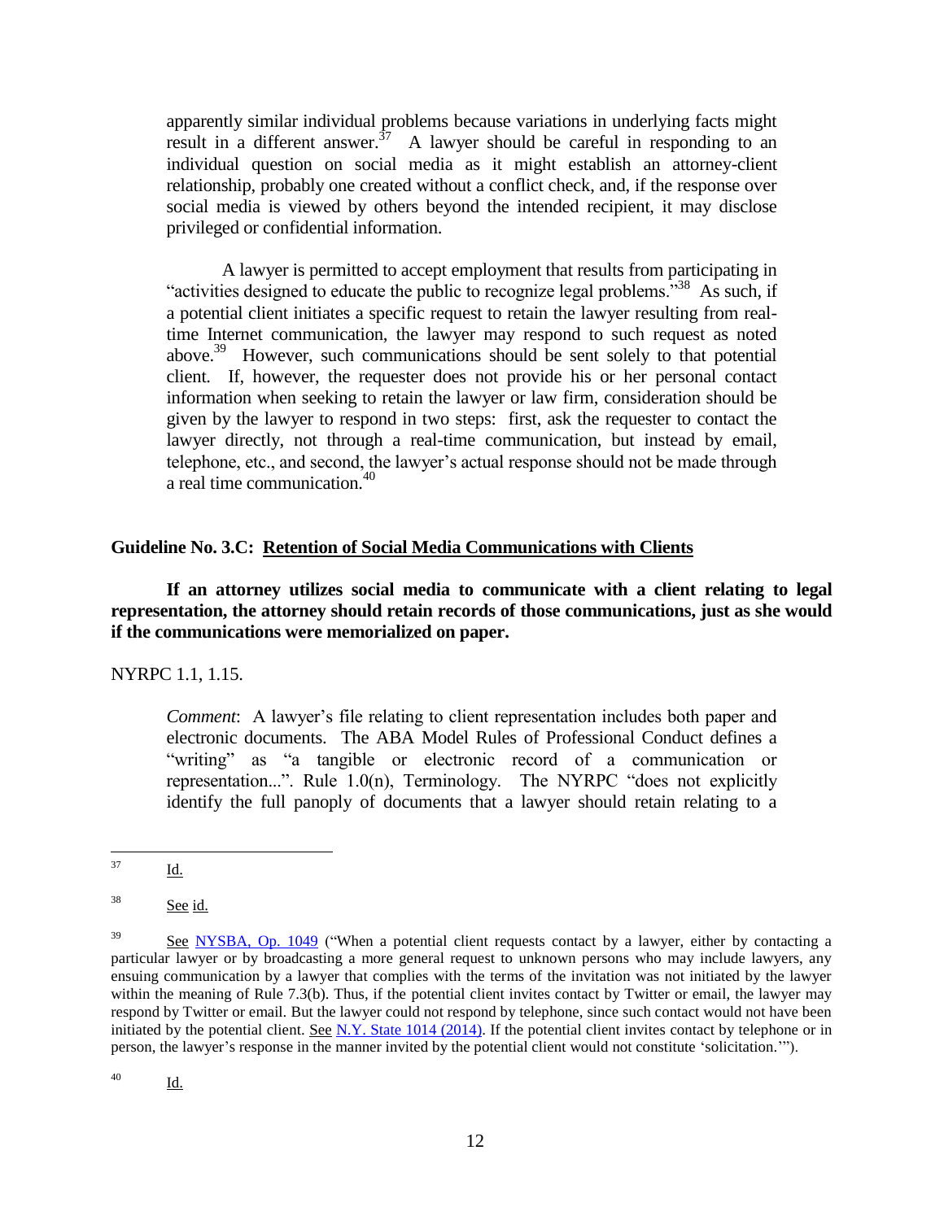apparently similar individual problems because variations in underlying facts might result in a different answer.[37] A lawyer should be careful in responding to an individual question on social media as it might establish an attorney-client relationship, probably one created without a conflict check, and, if the response over social media is viewed by others beyond the intended recipient, it may disclose privileged or confidential information.

A lawyer is permitted to accept employment that results from participating in "activities designed to educate the public to recognize legal problems."[38] As such, if a potential client initiates a specific request to retain the lawyer resulting from real-time Internet communication, the lawyer may respond to such request as noted above.[39] However, such communications should be sent solely to that potential client. If, however, the requester does not provide his or her personal contact information when seeking to retain the lawyer or law firm, consideration should be given by the lawyer to respond in two steps: first, ask the requester to contact the lawyer directly, not through a real-time communication, but instead by email, telephone, etc., and second, the lawyer's actual response should not be made through a real time communication.[40]

### Guideline No. 3.C: <u>Retention of Social Media Communications with Clients</u>

**If an attorney utilizes social media to communicate with a client relating to legal representation, the attorney should retain records of those communications, just as she would if the communications were memorialized on paper.**

NYRPC 1.1, 1.15.

*Comment*: A lawyer's file relating to client representation includes both paper and electronic documents. The ABA Model Rules of Professional Conduct defines a "writing" as "a tangible or electronic record of a communication or representation...". Rule 1.0(n), Terminology. The NYRPC "does not explicitly identify the full panoply of documents that a lawyer should retain relating to a

---

[37] Id.

[38] See id.

[39] See NYSBA, Op. 1049 ("When a potential client requests contact by a lawyer, either by contacting a particular lawyer or by broadcasting a more general request to unknown persons who may include lawyers, any ensuing communication by a lawyer that complies with the terms of the invitation was not initiated by the lawyer within the meaning of Rule 7.3(b). Thus, if the potential client invites contact by Twitter or email, the lawyer may respond by Twitter or email. But the lawyer could not respond by telephone, since such contact would not have been initiated by the potential client. See N.Y. State 1014 (2014). If the potential client invites contact by telephone or in person, the lawyer's response in the manner invited by the potential client would not constitute 'solicitation.'").

[40] Id.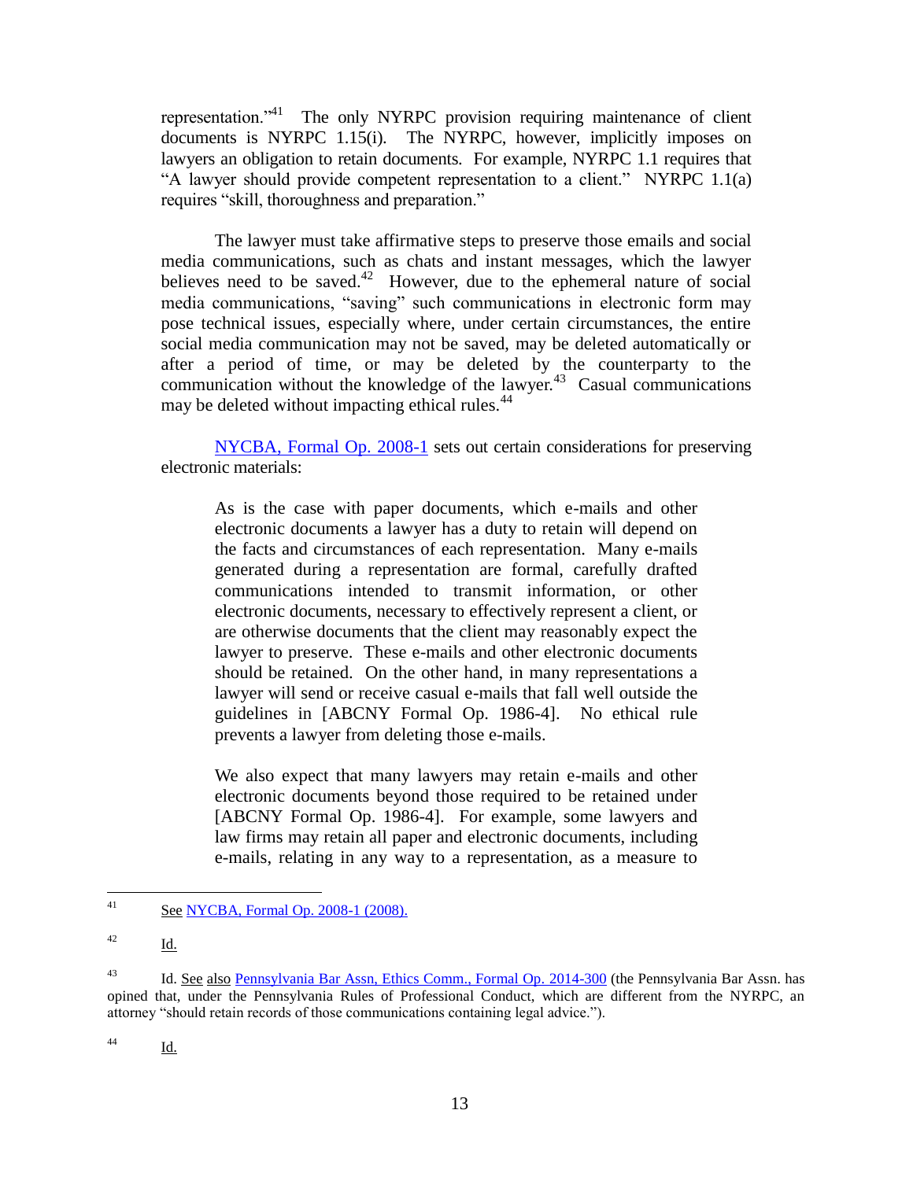representation."[41] The only NYRPC provision requiring maintenance of client documents is NYRPC 1.15(i). The NYRPC, however, implicitly imposes on lawyers an obligation to retain documents. For example, NYRPC 1.1 requires that "A lawyer should provide competent representation to a client." NYRPC 1.1(a) requires "skill, thoroughness and preparation."

The lawyer must take affirmative steps to preserve those emails and social media communications, such as chats and instant messages, which the lawyer believes need to be saved.[42] However, due to the ephemeral nature of social media communications, "saving" such communications in electronic form may pose technical issues, especially where, under certain circumstances, the entire social media communication may not be saved, may be deleted automatically or after a period of time, or may be deleted by the counterparty to the communication without the knowledge of the lawyer.[43] Casual communications may be deleted without impacting ethical rules.[44]

NYCBA, Formal Op. 2008-1 sets out certain considerations for preserving electronic materials:

> As is the case with paper documents, which e-mails and other electronic documents a lawyer has a duty to retain will depend on the facts and circumstances of each representation. Many e-mails generated during a representation are formal, carefully drafted communications intended to transmit information, or other electronic documents, necessary to effectively represent a client, or are otherwise documents that the client may reasonably expect the lawyer to preserve. These e-mails and other electronic documents should be retained. On the other hand, in many representations a lawyer will send or receive casual e-mails that fall well outside the guidelines in [ABCNY Formal Op. 1986-4]. No ethical rule prevents a lawyer from deleting those e-mails.
>
> We also expect that many lawyers may retain e-mails and other electronic documents beyond those required to be retained under [ABCNY Formal Op. 1986-4]. For example, some lawyers and law firms may retain all paper and electronic documents, including e-mails, relating in any way to a representation, as a measure to

---

[41] See NYCBA, Formal Op. 2008-1 (2008).

[42] Id.

[43] Id. See also Pennsylvania Bar Assn, Ethics Comm., Formal Op. 2014-300 (the Pennsylvania Bar Assn. has opined that, under the Pennsylvania Rules of Professional Conduct, which are different from the NYRPC, an attorney "should retain records of those communications containing legal advice.").

[44] Id.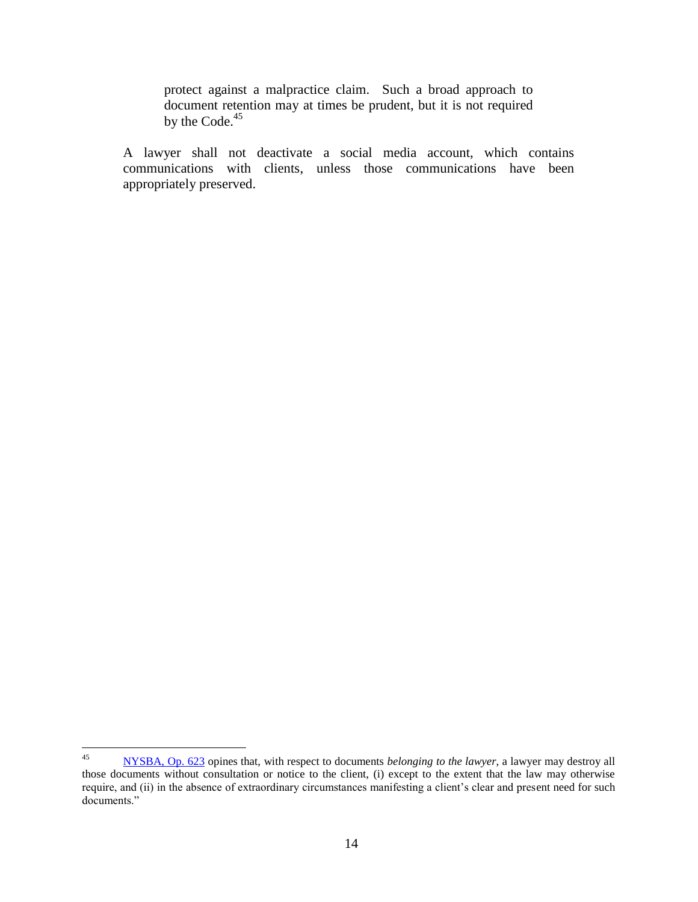> protect against a malpractice claim. Such a broad approach to document retention may at times be prudent, but it is not required by the Code.[45]

A lawyer shall not deactivate a social media account, which contains communications with clients, unless those communications have been appropriately preserved.

---

[45] NYSBA, Op. 623 opines that, with respect to documents *belonging to the lawyer*, a lawyer may destroy all those documents without consultation or notice to the client, (i) except to the extent that the law may otherwise require, and (ii) in the absence of extraordinary circumstances manifesting a client's clear and present need for such documents."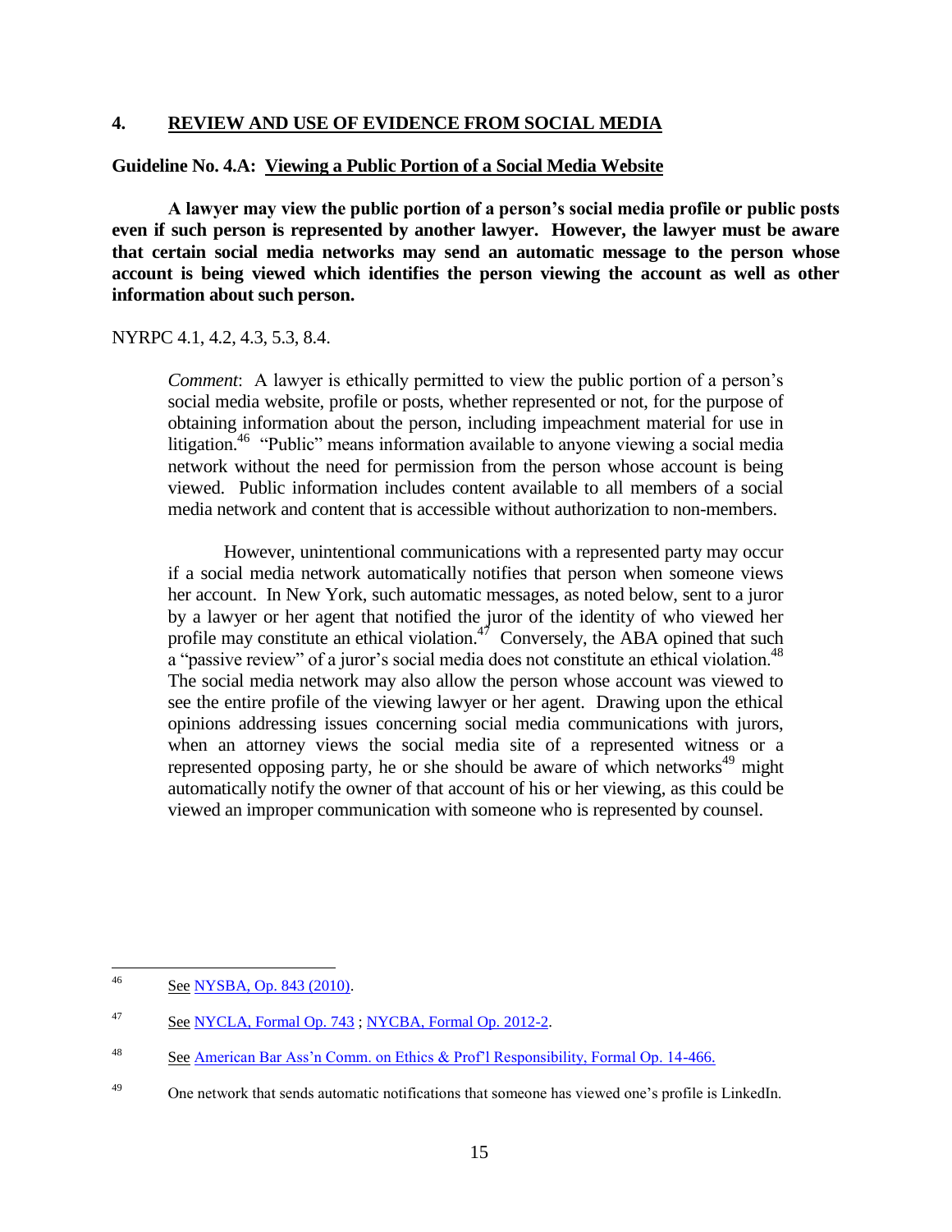## 4. REVIEW AND USE OF EVIDENCE FROM SOCIAL MEDIA

### Guideline No. 4.A: Viewing a Public Portion of a Social Media Website

**A lawyer may view the public portion of a person's social media profile or public posts even if such person is represented by another lawyer. However, the lawyer must be aware that certain social media networks may send an automatic message to the person whose account is being viewed which identifies the person viewing the account as well as other information about such person.**

NYRPC 4.1, 4.2, 4.3, 5.3, 8.4.

> *Comment*: A lawyer is ethically permitted to view the public portion of a person's social media website, profile or posts, whether represented or not, for the purpose of obtaining information about the person, including impeachment material for use in litigation.[46] "Public" means information available to anyone viewing a social media network without the need for permission from the person whose account is being viewed. Public information includes content available to all members of a social media network and content that is accessible without authorization to non-members.
>
> However, unintentional communications with a represented party may occur if a social media network automatically notifies that person when someone views her account. In New York, such automatic messages, as noted below, sent to a juror by a lawyer or her agent that notified the juror of the identity of who viewed her profile may constitute an ethical violation.[47] Conversely, the ABA opined that such a "passive review" of a juror's social media does not constitute an ethical violation.[48] The social media network may also allow the person whose account was viewed to see the entire profile of the viewing lawyer or her agent. Drawing upon the ethical opinions addressing issues concerning social media communications with jurors, when an attorney views the social media site of a represented witness or a represented opposing party, he or she should be aware of which networks[49] might automatically notify the owner of that account of his or her viewing, as this could be viewed an improper communication with someone who is represented by counsel.

---

[46] See NYSBA, Op. 843 (2010).

[47] See NYCLA, Formal Op. 743 ; NYCBA, Formal Op. 2012-2.

[48] See American Bar Ass'n Comm. on Ethics & Prof'l Responsibility, Formal Op. 14-466.

[49] One network that sends automatic notifications that someone has viewed one's profile is LinkedIn.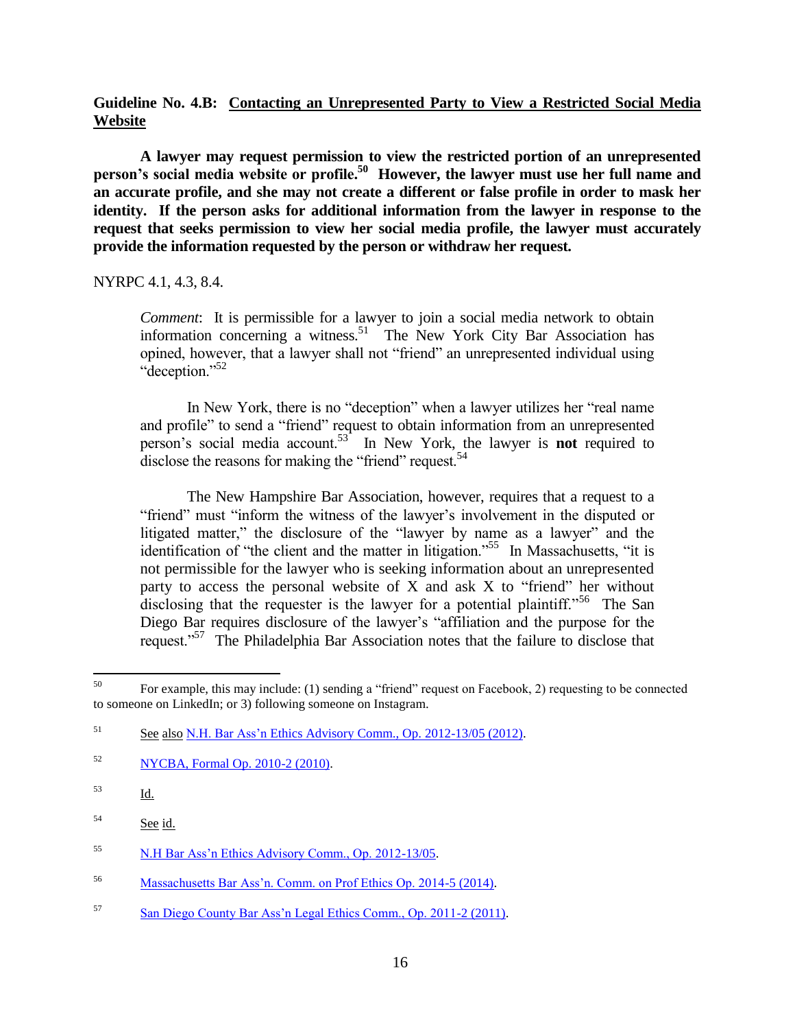**Guideline No. 4.B: Contacting an Unrepresented Party to View a Restricted Social Media Website**

**A lawyer may request permission to view the restricted portion of an unrepresented person's social media website or profile.[50] However, the lawyer must use her full name and an accurate profile, and she may not create a different or false profile in order to mask her identity. If the person asks for additional information from the lawyer in response to the request that seeks permission to view her social media profile, the lawyer must accurately provide the information requested by the person or withdraw her request.**

NYRPC 4.1, 4.3, 8.4.

> *Comment*: It is permissible for a lawyer to join a social media network to obtain information concerning a witness.[51] The New York City Bar Association has opined, however, that a lawyer shall not "friend" an unrepresented individual using "deception."[52]
>
> In New York, there is no "deception" when a lawyer utilizes her "real name and profile" to send a "friend" request to obtain information from an unrepresented person's social media account.[53] In New York, the lawyer is **not** required to disclose the reasons for making the "friend" request.[54]
>
> The New Hampshire Bar Association, however, requires that a request to a "friend" must "inform the witness of the lawyer's involvement in the disputed or litigated matter," the disclosure of the "lawyer by name as a lawyer" and the identification of "the client and the matter in litigation."[55] In Massachusetts, "it is not permissible for the lawyer who is seeking information about an unrepresented party to access the personal website of X and ask X to "friend" her without disclosing that the requester is the lawyer for a potential plaintiff."[56] The San Diego Bar requires disclosure of the lawyer's "affiliation and the purpose for the request."[57] The Philadelphia Bar Association notes that the failure to disclose that

---

[50] For example, this may include: (1) sending a "friend" request on Facebook, 2) requesting to be connected to someone on LinkedIn; or 3) following someone on Instagram.

[51] See also N.H. Bar Ass'n Ethics Advisory Comm., Op. 2012-13/05 (2012).

[52] NYCBA, Formal Op. 2010-2 (2010).

[53] Id.

[54] See id.

[55] N.H Bar Ass'n Ethics Advisory Comm., Op. 2012-13/05.

[56] Massachusetts Bar Ass'n. Comm. on Prof Ethics Op. 2014-5 (2014).

[57] San Diego County Bar Ass'n Legal Ethics Comm., Op. 2011-2 (2011).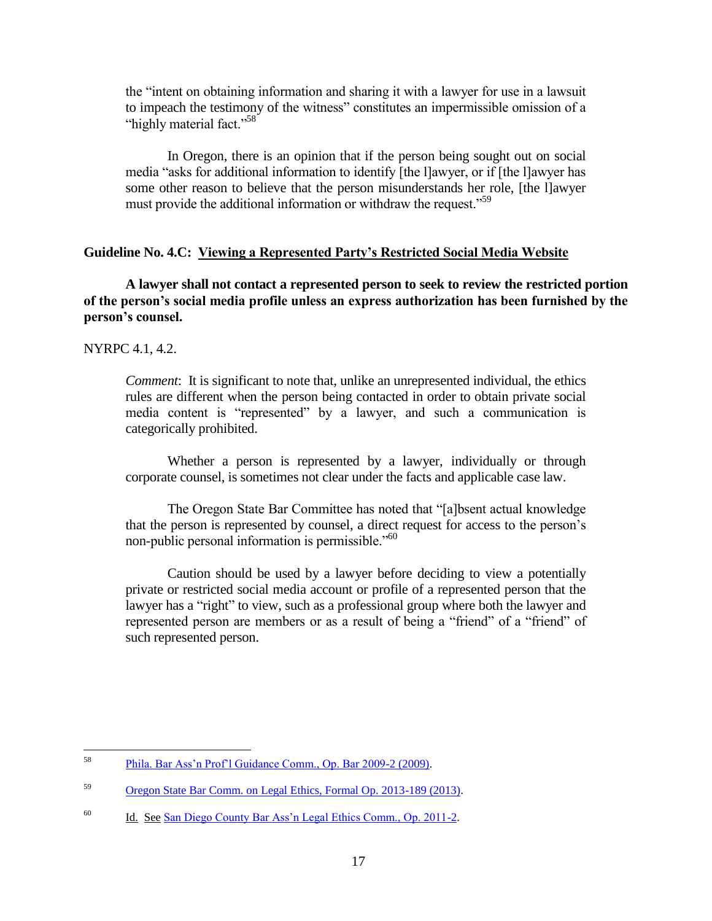the "intent on obtaining information and sharing it with a lawyer for use in a lawsuit to impeach the testimony of the witness" constitutes an impermissible omission of a "highly material fact."[58]

In Oregon, there is an opinion that if the person being sought out on social media "asks for additional information to identify [the l]awyer, or if [the l]awyer has some other reason to believe that the person misunderstands her role, [the l]awyer must provide the additional information or withdraw the request."[59]

**Guideline No. 4.C: Viewing a Represented Party's Restricted Social Media Website**

**A lawyer shall not contact a represented person to seek to review the restricted portion of the person's social media profile unless an express authorization has been furnished by the person's counsel.**

NYRPC 4.1, 4.2.

*Comment*: It is significant to note that, unlike an unrepresented individual, the ethics rules are different when the person being contacted in order to obtain private social media content is "represented" by a lawyer, and such a communication is categorically prohibited.

Whether a person is represented by a lawyer, individually or through corporate counsel, is sometimes not clear under the facts and applicable case law.

The Oregon State Bar Committee has noted that "[a]bsent actual knowledge that the person is represented by counsel, a direct request for access to the person's non-public personal information is permissible."[60]

Caution should be used by a lawyer before deciding to view a potentially private or restricted social media account or profile of a represented person that the lawyer has a "right" to view, such as a professional group where both the lawyer and represented person are members or as a result of being a "friend" of a "friend" of such represented person.

---

[58] Phila. Bar Ass'n Prof'l Guidance Comm., Op. Bar 2009-2 (2009).

[59] Oregon State Bar Comm. on Legal Ethics, Formal Op. 2013-189 (2013).

[60] Id. See San Diego County Bar Ass'n Legal Ethics Comm., Op. 2011-2.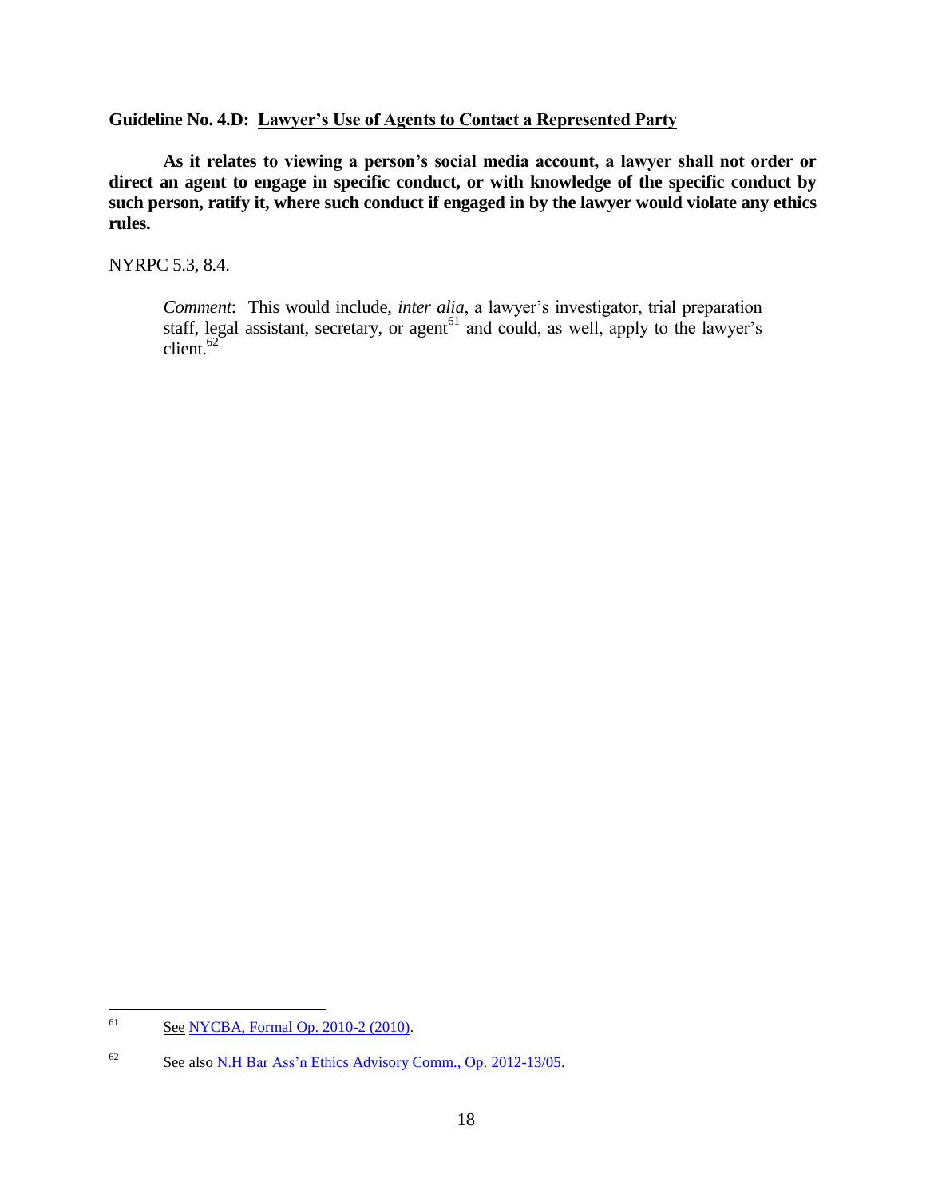**Guideline No. 4.D: Lawyer's Use of Agents to Contact a Represented Party**

**As it relates to viewing a person's social media account, a lawyer shall not order or direct an agent to engage in specific conduct, or with knowledge of the specific conduct by such person, ratify it, where such conduct if engaged in by the lawyer would violate any ethics rules.**

NYRPC 5.3, 8.4.

> *Comment*: This would include, *inter alia*, a lawyer's investigator, trial preparation staff, legal assistant, secretary, or agent[61] and could, as well, apply to the lawyer's client.[62]

---

[61] See NYCBA, Formal Op. 2010-2 (2010).

[62] See also N.H Bar Ass'n Ethics Advisory Comm., Op. 2012-13/05.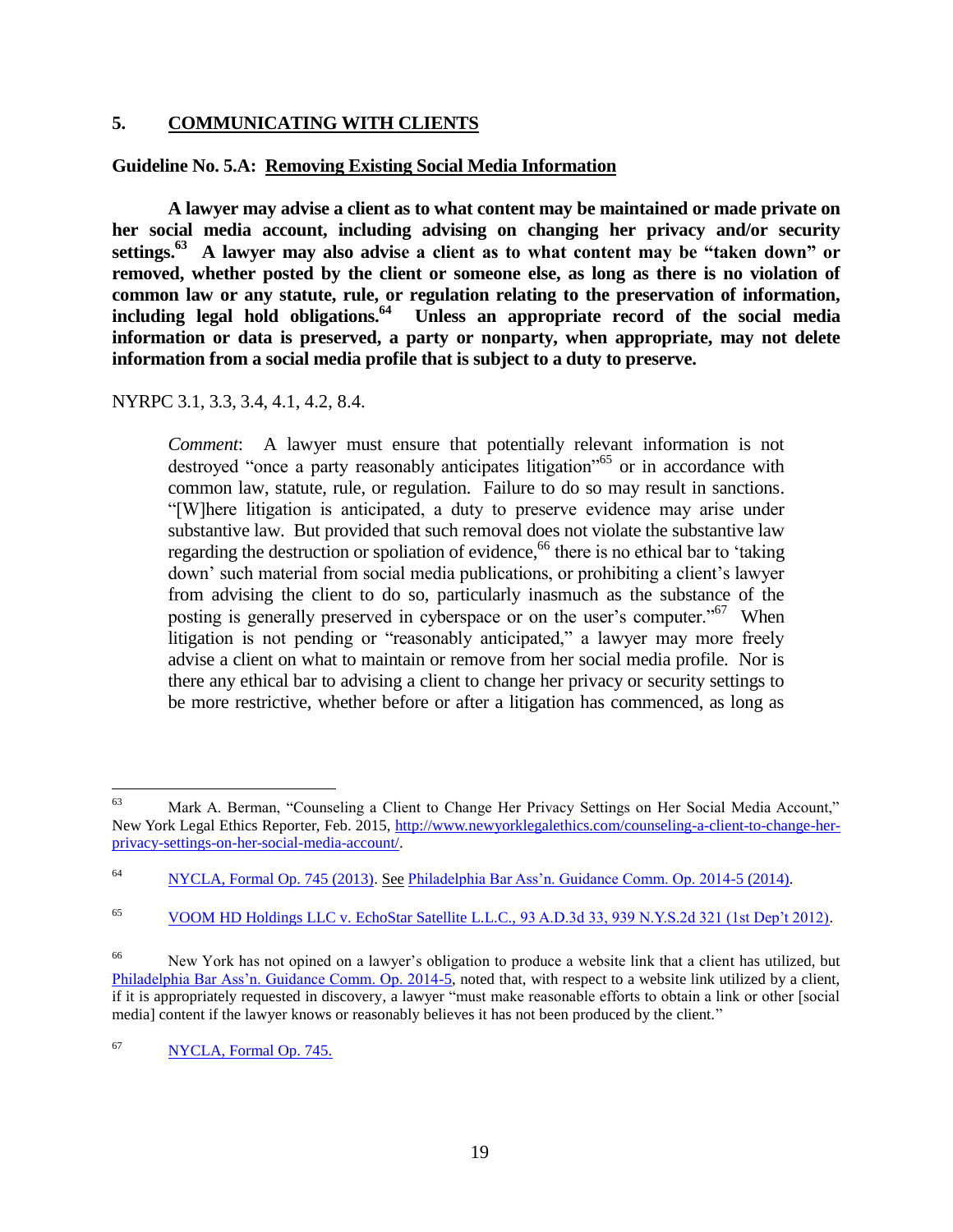## 5. COMMUNICATING WITH CLIENTS

### Guideline No. 5.A: Removing Existing Social Media Information

**A lawyer may advise a client as to what content may be maintained or made private on her social media account, including advising on changing her privacy and/or security settings.[63] A lawyer may also advise a client as to what content may be "taken down" or removed, whether posted by the client or someone else, as long as there is no violation of common law or any statute, rule, or regulation relating to the preservation of information, including legal hold obligations.[64] Unless an appropriate record of the social media information or data is preserved, a party or nonparty, when appropriate, may not delete information from a social media profile that is subject to a duty to preserve.**

NYRPC 3.1, 3.3, 3.4, 4.1, 4.2, 8.4.

> *Comment*: A lawyer must ensure that potentially relevant information is not destroyed "once a party reasonably anticipates litigation"[65] or in accordance with common law, statute, rule, or regulation. Failure to do so may result in sanctions. "[W]here litigation is anticipated, a duty to preserve evidence may arise under substantive law. But provided that such removal does not violate the substantive law regarding the destruction or spoliation of evidence,[66] there is no ethical bar to 'taking down' such material from social media publications, or prohibiting a client's lawyer from advising the client to do so, particularly inasmuch as the substance of the posting is generally preserved in cyberspace or on the user's computer."[67] When litigation is not pending or "reasonably anticipated," a lawyer may more freely advise a client on what to maintain or remove from her social media profile. Nor is there any ethical bar to advising a client to change her privacy or security settings to be more restrictive, whether before or after a litigation has commenced, as long as

---

[63] Mark A. Berman, "Counseling a Client to Change Her Privacy Settings on Her Social Media Account," New York Legal Ethics Reporter, Feb. 2015, http://www.newyorklegalethics.com/counseling-a-client-to-change-her-privacy-settings-on-her-social-media-account/.

[64] NYCLA, Formal Op. 745 (2013). See Philadelphia Bar Ass'n. Guidance Comm. Op. 2014-5 (2014).

[65] VOOM HD Holdings LLC v. EchoStar Satellite L.L.C., 93 A.D.3d 33, 939 N.Y.S.2d 321 (1st Dep't 2012).

[66] New York has not opined on a lawyer's obligation to produce a website link that a client has utilized, but Philadelphia Bar Ass'n. Guidance Comm. Op. 2014-5, noted that, with respect to a website link utilized by a client, if it is appropriately requested in discovery, a lawyer "must make reasonable efforts to obtain a link or other [social media] content if the lawyer knows or reasonably believes it has not been produced by the client."

[67] NYCLA, Formal Op. 745.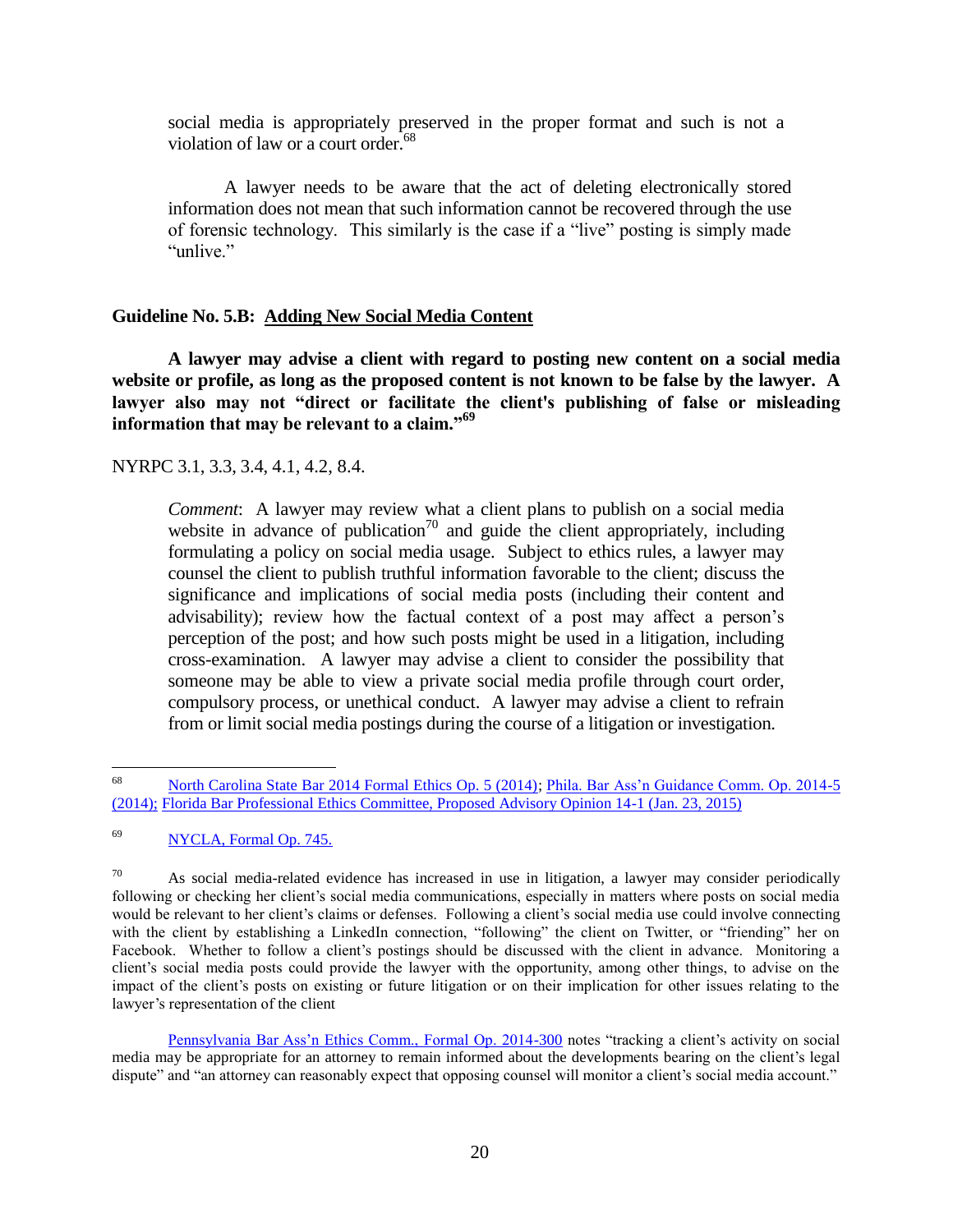social media is appropriately preserved in the proper format and such is not a violation of law or a court order.[68]

A lawyer needs to be aware that the act of deleting electronically stored information does not mean that such information cannot be recovered through the use of forensic technology. This similarly is the case if a "live" posting is simply made "unlive."

### Guideline No. 5.B: Adding New Social Media Content

**A lawyer may advise a client with regard to posting new content on a social media website or profile, as long as the proposed content is not known to be false by the lawyer. A lawyer also may not "direct or facilitate the client's publishing of false or misleading information that may be relevant to a claim."[69]**

NYRPC 3.1, 3.3, 3.4, 4.1, 4.2, 8.4.

> *Comment*: A lawyer may review what a client plans to publish on a social media website in advance of publication[70] and guide the client appropriately, including formulating a policy on social media usage. Subject to ethics rules, a lawyer may counsel the client to publish truthful information favorable to the client; discuss the significance and implications of social media posts (including their content and advisability); review how the factual context of a post may affect a person's perception of the post; and how such posts might be used in a litigation, including cross-examination. A lawyer may advise a client to consider the possibility that someone may be able to view a private social media profile through court order, compulsory process, or unethical conduct. A lawyer may advise a client to refrain from or limit social media postings during the course of a litigation or investigation.

---

[68] North Carolina State Bar 2014 Formal Ethics Op. 5 (2014); Phila. Bar Ass'n Guidance Comm. Op. 2014-5 (2014); Florida Bar Professional Ethics Committee, Proposed Advisory Opinion 14-1 (Jan. 23, 2015)

[69] NYCLA, Formal Op. 745.

[70] As social media-related evidence has increased in use in litigation, a lawyer may consider periodically following or checking her client's social media communications, especially in matters where posts on social media would be relevant to her client's claims or defenses. Following a client's social media use could involve connecting with the client by establishing a LinkedIn connection, "following" the client on Twitter, or "friending" her on Facebook. Whether to follow a client's postings should be discussed with the client in advance. Monitoring a client's social media posts could provide the lawyer with the opportunity, among other things, to advise on the impact of the client's posts on existing or future litigation or on their implication for other issues relating to the lawyer's representation of the client

Pennsylvania Bar Ass'n Ethics Comm., Formal Op. 2014-300 notes "tracking a client's activity on social media may be appropriate for an attorney to remain informed about the developments bearing on the client's legal dispute" and "an attorney can reasonably expect that opposing counsel will monitor a client's social media account."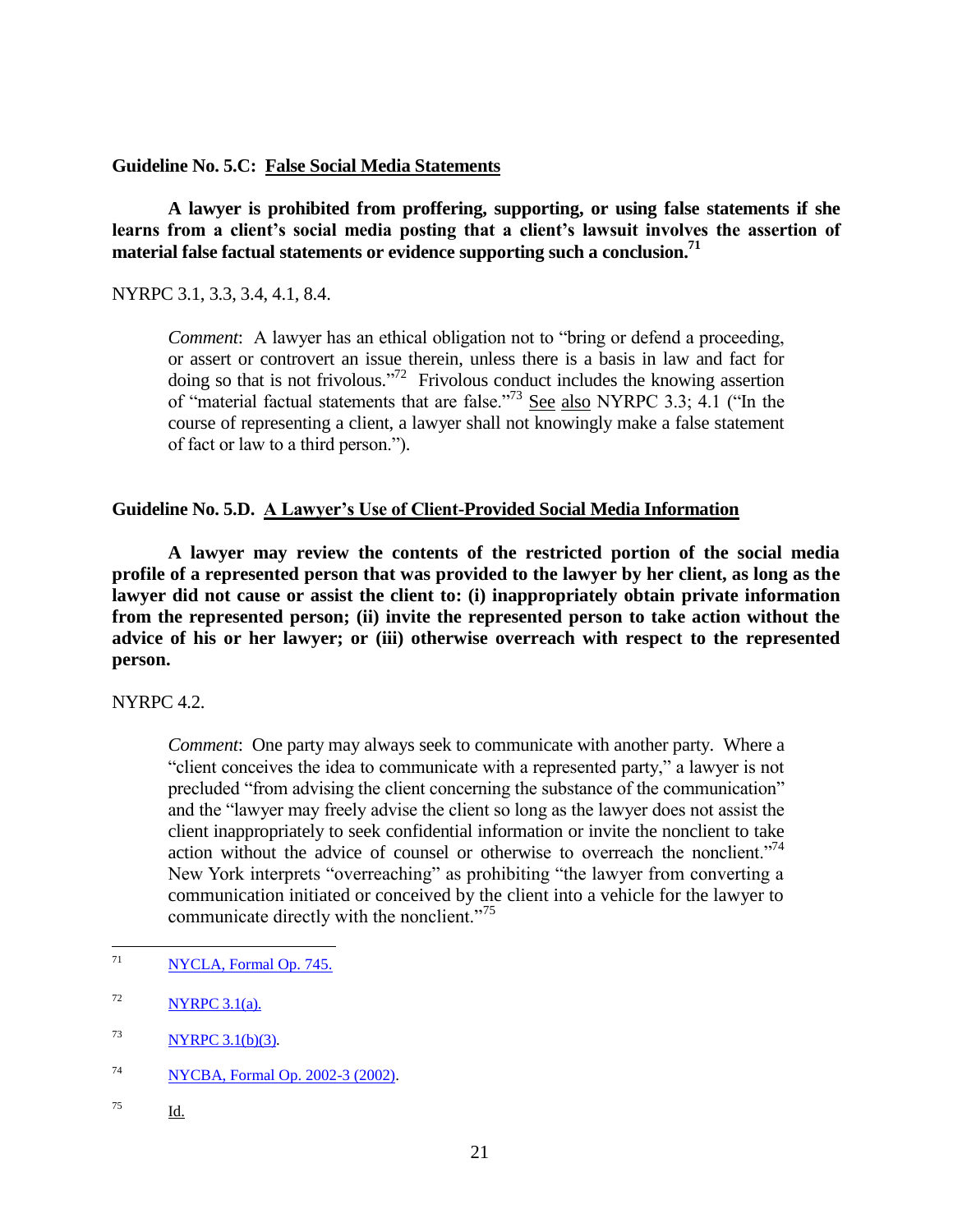**Guideline No. 5.C: False Social Media Statements**

**A lawyer is prohibited from proffering, supporting, or using false statements if she learns from a client's social media posting that a client's lawsuit involves the assertion of material false factual statements or evidence supporting such a conclusion.[71]**

NYRPC 3.1, 3.3, 3.4, 4.1, 8.4.

> *Comment*: A lawyer has an ethical obligation not to "bring or defend a proceeding, or assert or controvert an issue therein, unless there is a basis in law and fact for doing so that is not frivolous."[72] Frivolous conduct includes the knowing assertion of "material factual statements that are false."[73] See also NYRPC 3.3; 4.1 ("In the course of representing a client, a lawyer shall not knowingly make a false statement of fact or law to a third person.").

**Guideline No. 5.D. A Lawyer's Use of Client-Provided Social Media Information**

**A lawyer may review the contents of the restricted portion of the social media profile of a represented person that was provided to the lawyer by her client, as long as the lawyer did not cause or assist the client to: (i) inappropriately obtain private information from the represented person; (ii) invite the represented person to take action without the advice of his or her lawyer; or (iii) otherwise overreach with respect to the represented person.**

NYRPC 4.2.

> *Comment*: One party may always seek to communicate with another party. Where a "client conceives the idea to communicate with a represented party," a lawyer is not precluded "from advising the client concerning the substance of the communication" and the "lawyer may freely advise the client so long as the lawyer does not assist the client inappropriately to seek confidential information or invite the nonclient to take action without the advice of counsel or otherwise to overreach the nonclient."[74] New York interprets "overreaching" as prohibiting "the lawyer from converting a communication initiated or conceived by the client into a vehicle for the lawyer to communicate directly with the nonclient."[75]

---

[71] NYCLA, Formal Op. 745.

[72] NYRPC 3.1(a).

[73] NYRPC 3.1(b)(3).

[74] NYCBA, Formal Op. 2002-3 (2002).

[75] Id.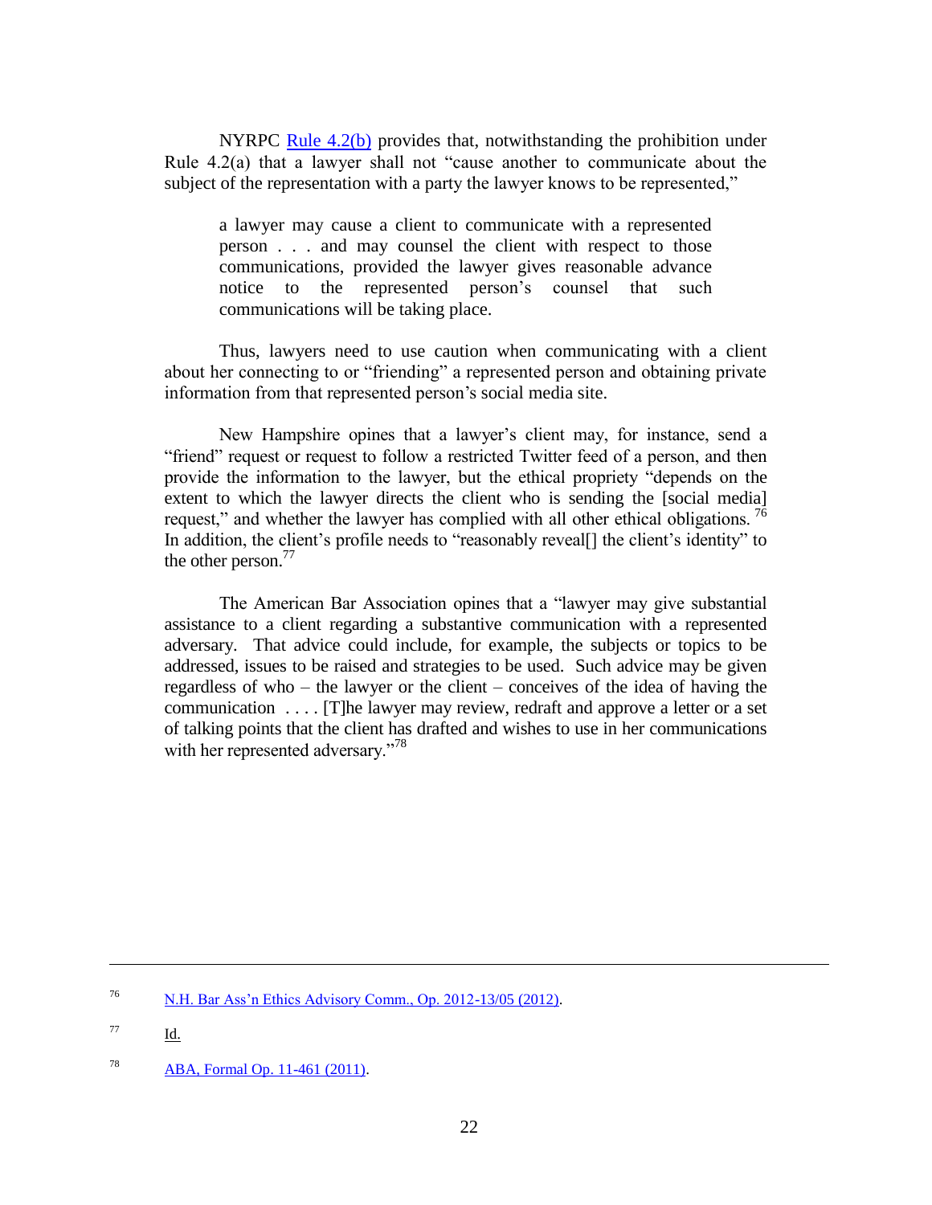NYRPC Rule 4.2(b) provides that, notwithstanding the prohibition under Rule 4.2(a) that a lawyer shall not "cause another to communicate about the subject of the representation with a party the lawyer knows to be represented,"

> a lawyer may cause a client to communicate with a represented person . . . and may counsel the client with respect to those communications, provided the lawyer gives reasonable advance notice to the represented person's counsel that such communications will be taking place.

Thus, lawyers need to use caution when communicating with a client about her connecting to or "friending" a represented person and obtaining private information from that represented person's social media site.

New Hampshire opines that a lawyer's client may, for instance, send a "friend" request or request to follow a restricted Twitter feed of a person, and then provide the information to the lawyer, but the ethical propriety "depends on the extent to which the lawyer directs the client who is sending the [social media] request," and whether the lawyer has complied with all other ethical obligations.[76] In addition, the client's profile needs to "reasonably reveal[] the client's identity" to the other person.[77]

The American Bar Association opines that a "lawyer may give substantial assistance to a client regarding a substantive communication with a represented adversary. That advice could include, for example, the subjects or topics to be addressed, issues to be raised and strategies to be used. Such advice may be given regardless of who – the lawyer or the client – conceives of the idea of having the communication . . . . [T]he lawyer may review, redraft and approve a letter or a set of talking points that the client has drafted and wishes to use in her communications with her represented adversary."[78]

---

[76] N.H. Bar Ass'n Ethics Advisory Comm., Op. 2012-13/05 (2012).

[77] Id.

[78] ABA, Formal Op. 11-461 (2011).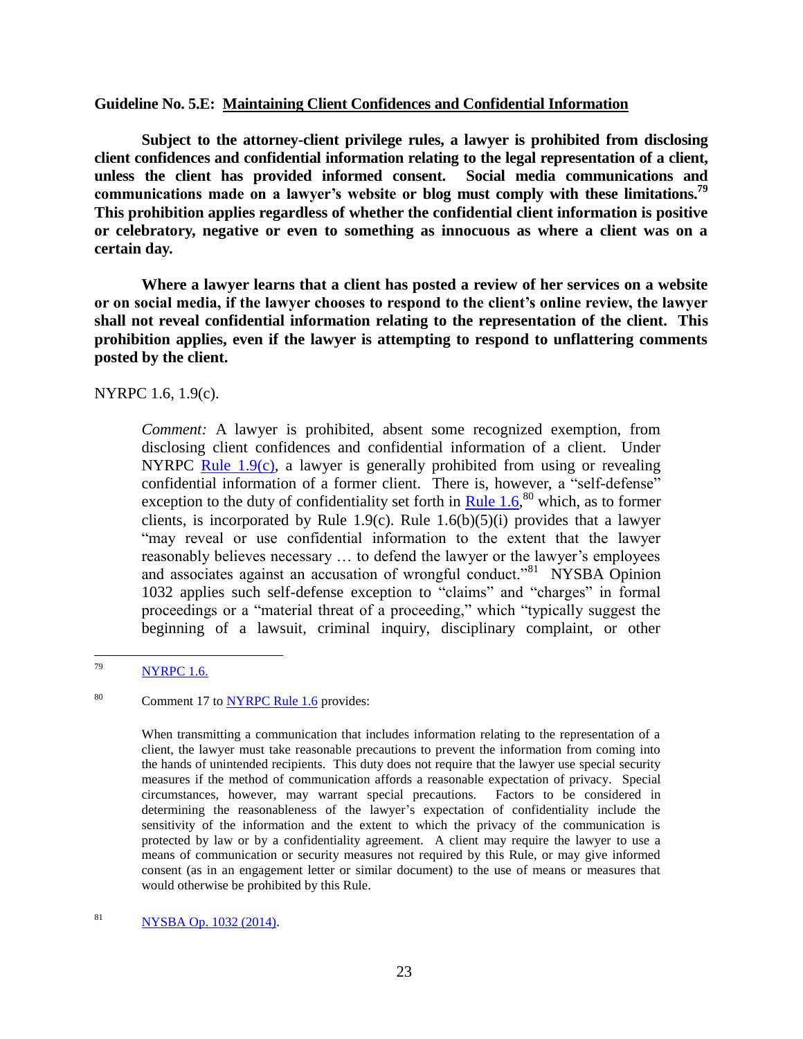**Guideline No. 5.E: Maintaining Client Confidences and Confidential Information**

**Subject to the attorney-client privilege rules, a lawyer is prohibited from disclosing client confidences and confidential information relating to the legal representation of a client, unless the client has provided informed consent. Social media communications and communications made on a lawyer's website or blog must comply with these limitations.[79] This prohibition applies regardless of whether the confidential client information is positive or celebratory, negative or even to something as innocuous as where a client was on a certain day.**

**Where a lawyer learns that a client has posted a review of her services on a website or on social media, if the lawyer chooses to respond to the client's online review, the lawyer shall not reveal confidential information relating to the representation of the client. This prohibition applies, even if the lawyer is attempting to respond to unflattering comments posted by the client.**

NYRPC 1.6, 1.9(c).

> *Comment:* A lawyer is prohibited, absent some recognized exemption, from disclosing client confidences and confidential information of a client. Under NYRPC Rule 1.9(c), a lawyer is generally prohibited from using or revealing confidential information of a former client. There is, however, a "self-defense" exception to the duty of confidentiality set forth in Rule 1.6,[80] which, as to former clients, is incorporated by Rule 1.9(c). Rule 1.6(b)(5)(i) provides that a lawyer "may reveal or use confidential information to the extent that the lawyer reasonably believes necessary … to defend the lawyer or the lawyer's employees and associates against an accusation of wrongful conduct."[81] NYSBA Opinion 1032 applies such self-defense exception to "claims" and "charges" in formal proceedings or a "material threat of a proceeding," which "typically suggest the beginning of a lawsuit, criminal inquiry, disciplinary complaint, or other

---

[79] NYRPC 1.6.

[80] Comment 17 to NYRPC Rule 1.6 provides:

> When transmitting a communication that includes information relating to the representation of a client, the lawyer must take reasonable precautions to prevent the information from coming into the hands of unintended recipients. This duty does not require that the lawyer use special security measures if the method of communication affords a reasonable expectation of privacy. Special circumstances, however, may warrant special precautions. Factors to be considered in determining the reasonableness of the lawyer's expectation of confidentiality include the sensitivity of the information and the extent to which the privacy of the communication is protected by law or by a confidentiality agreement. A client may require the lawyer to use a means of communication or security measures not required by this Rule, or may give informed consent (as in an engagement letter or similar document) to the use of means or measures that would otherwise be prohibited by this Rule.

[81] NYSBA Op. 1032 (2014).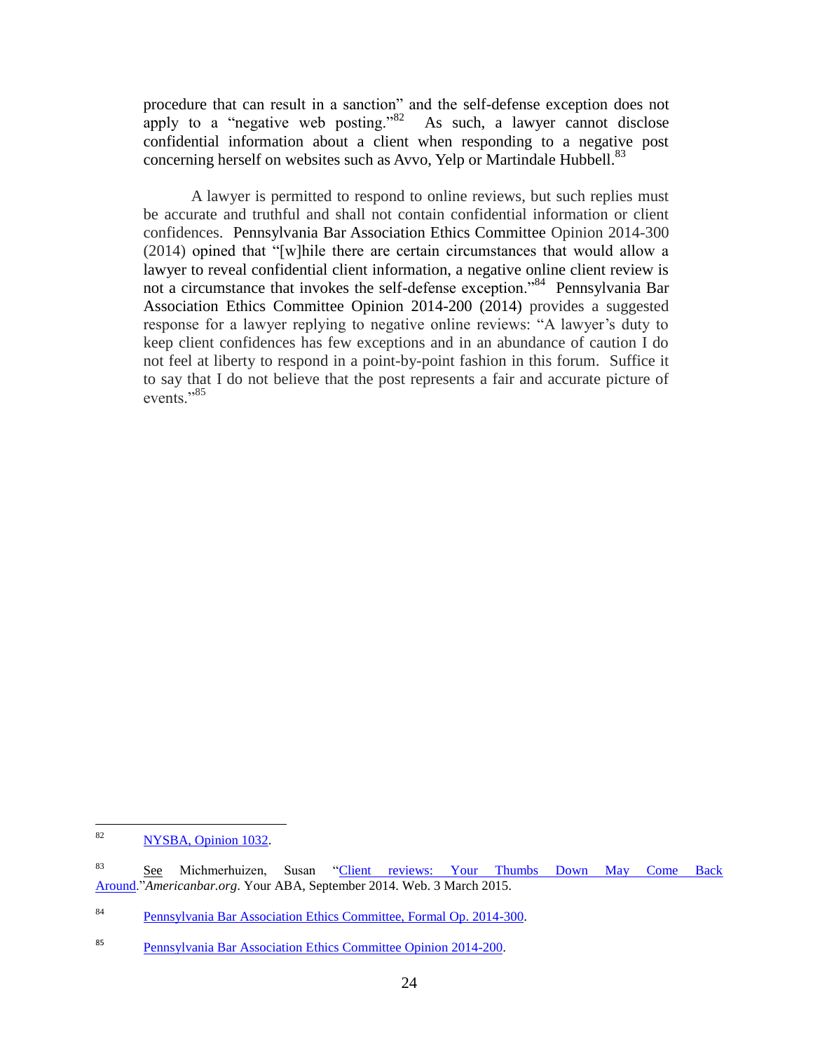procedure that can result in a sanction" and the self-defense exception does not apply to a "negative web posting."[82] As such, a lawyer cannot disclose confidential information about a client when responding to a negative post concerning herself on websites such as Avvo, Yelp or Martindale Hubbell.[83]

A lawyer is permitted to respond to online reviews, but such replies must be accurate and truthful and shall not contain confidential information or client confidences. Pennsylvania Bar Association Ethics Committee Opinion 2014-300 (2014) opined that "[w]hile there are certain circumstances that would allow a lawyer to reveal confidential client information, a negative online client review is not a circumstance that invokes the self-defense exception."[84] Pennsylvania Bar Association Ethics Committee Opinion 2014-200 (2014) provides a suggested response for a lawyer replying to negative online reviews: "A lawyer's duty to keep client confidences has few exceptions and in an abundance of caution I do not feel at liberty to respond in a point-by-point fashion in this forum. Suffice it to say that I do not believe that the post represents a fair and accurate picture of events."[85]

---

[82] NYSBA, Opinion 1032.

[83] See Michmerhuizen, Susan "Client reviews: Your Thumbs Down May Come Back Around." *Americanbar.org*. Your ABA, September 2014. Web. 3 March 2015.

[84] Pennsylvania Bar Association Ethics Committee, Formal Op. 2014-300.

[85] Pennsylvania Bar Association Ethics Committee Opinion 2014-200.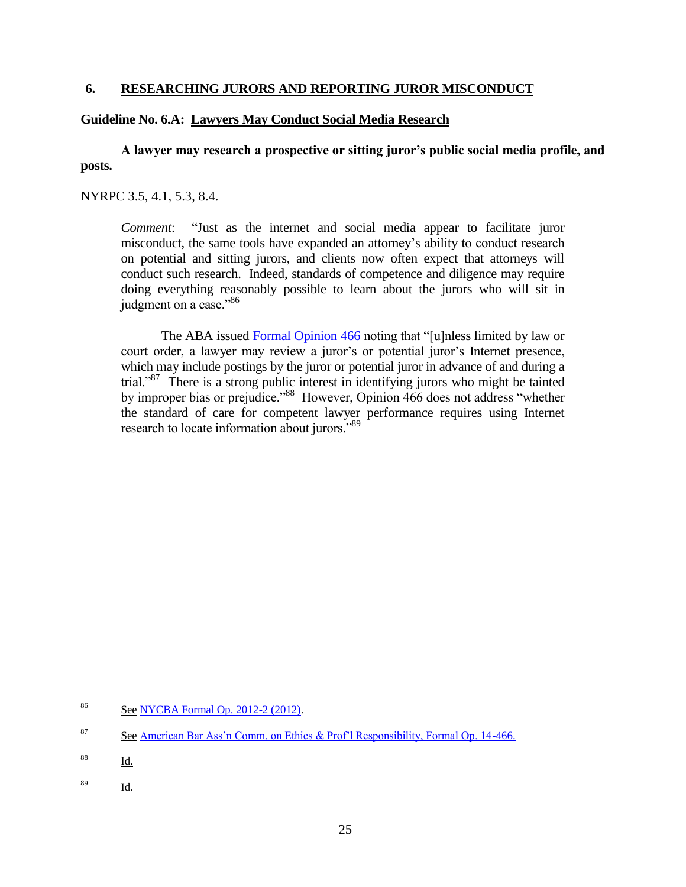## 6. RESEARCHING JURORS AND REPORTING JUROR MISCONDUCT

### Guideline No. 6.A: Lawyers May Conduct Social Media Research

**A lawyer may research a prospective or sitting juror's public social media profile, and posts.**

NYRPC 3.5, 4.1, 5.3, 8.4.

> *Comment*: "Just as the internet and social media appear to facilitate juror misconduct, the same tools have expanded an attorney's ability to conduct research on potential and sitting jurors, and clients now often expect that attorneys will conduct such research. Indeed, standards of competence and diligence may require doing everything reasonably possible to learn about the jurors who will sit in judgment on a case."[86]
>
> The ABA issued Formal Opinion 466 noting that "[u]nless limited by law or court order, a lawyer may review a juror's or potential juror's Internet presence, which may include postings by the juror or potential juror in advance of and during a trial."[87] There is a strong public interest in identifying jurors who might be tainted by improper bias or prejudice."[88] However, Opinion 466 does not address "whether the standard of care for competent lawyer performance requires using Internet research to locate information about jurors."[89]

---

[86] See NYCBA Formal Op. 2012-2 (2012).

[87] See American Bar Ass'n Comm. on Ethics & Prof'l Responsibility, Formal Op. 14-466.

[88] Id.

[89] Id.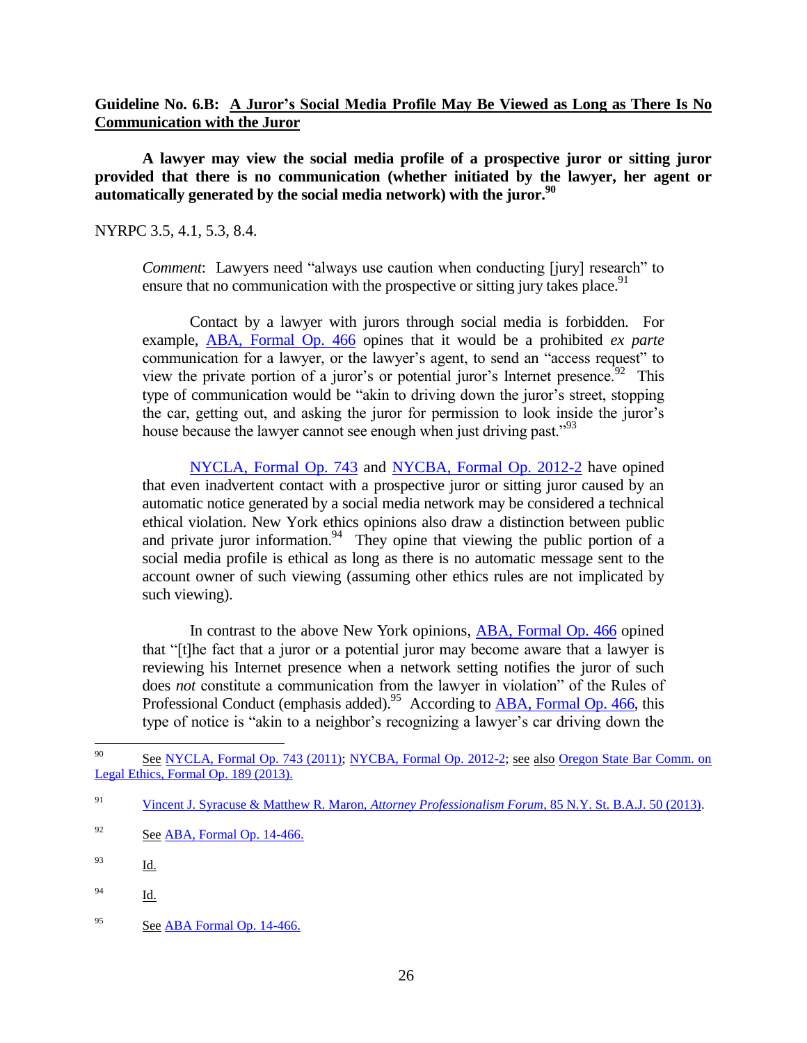**Guideline No. 6.B: <u>A Juror's Social Media Profile May Be Viewed as Long as There Is No Communication with the Juror</u>**

**A lawyer may view the social media profile of a prospective juror or sitting juror provided that there is no communication (whether initiated by the lawyer, her agent or automatically generated by the social media network) with the juror.[90]**

NYRPC 3.5, 4.1, 5.3, 8.4.

> *Comment*: Lawyers need "always use caution when conducting [jury] research" to ensure that no communication with the prospective or sitting jury takes place.[91]
>
> Contact by a lawyer with jurors through social media is forbidden. For example, ABA, Formal Op. 466 opines that it would be a prohibited *ex parte* communication for a lawyer, or the lawyer's agent, to send an "access request" to view the private portion of a juror's or potential juror's Internet presence.[92] This type of communication would be "akin to driving down the juror's street, stopping the car, getting out, and asking the juror for permission to look inside the juror's house because the lawyer cannot see enough when just driving past."[93]
>
> NYCLA, Formal Op. 743 and NYCBA, Formal Op. 2012-2 have opined that even inadvertent contact with a prospective juror or sitting juror caused by an automatic notice generated by a social media network may be considered a technical ethical violation. New York ethics opinions also draw a distinction between public and private juror information.[94] They opine that viewing the public portion of a social media profile is ethical as long as there is no automatic message sent to the account owner of such viewing (assuming other ethics rules are not implicated by such viewing).
>
> In contrast to the above New York opinions, ABA, Formal Op. 466 opined that "[t]he fact that a juror or a potential juror may become aware that a lawyer is reviewing his Internet presence when a network setting notifies the juror of such does *not* constitute a communication from the lawyer in violation" of the Rules of Professional Conduct (emphasis added).[95] According to ABA, Formal Op. 466, this type of notice is "akin to a neighbor's recognizing a lawyer's car driving down the

---

[90] See NYCLA, Formal Op. 743 (2011); NYCBA, Formal Op. 2012-2; see also Oregon State Bar Comm. on Legal Ethics, Formal Op. 189 (2013).

[91] Vincent J. Syracuse & Matthew R. Maron, *Attorney Professionalism Forum*, 85 N.Y. St. B.A.J. 50 (2013).

[92] See ABA, Formal Op. 14-466.

[93] Id.

[94] Id.

[95] See ABA Formal Op. 14-466.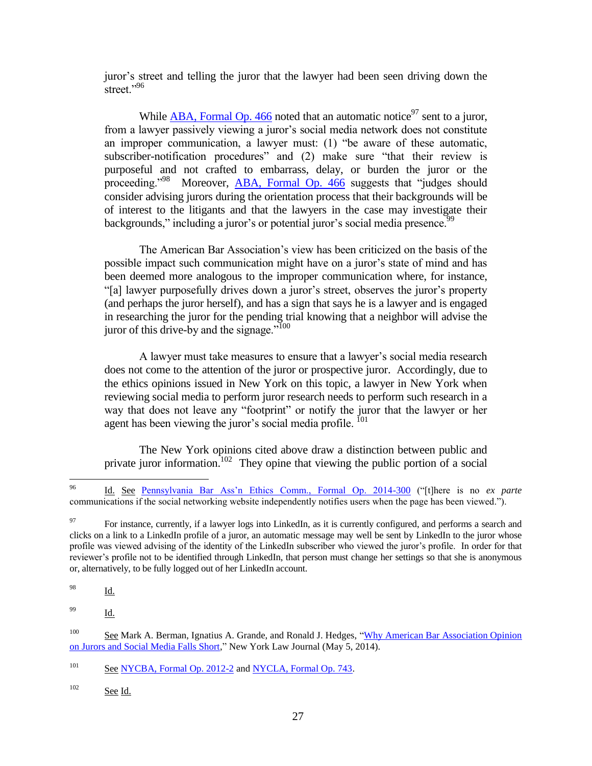juror's street and telling the juror that the lawyer had been seen driving down the street."[96]

While ABA, Formal Op. 466 noted that an automatic notice[97] sent to a juror, from a lawyer passively viewing a juror's social media network does not constitute an improper communication, a lawyer must: (1) "be aware of these automatic, subscriber-notification procedures" and (2) make sure "that their review is purposeful and not crafted to embarrass, delay, or burden the juror or the proceeding."[98] Moreover, ABA, Formal Op. 466 suggests that "judges should consider advising jurors during the orientation process that their backgrounds will be of interest to the litigants and that the lawyers in the case may investigate their backgrounds," including a juror's or potential juror's social media presence.[99]

The American Bar Association's view has been criticized on the basis of the possible impact such communication might have on a juror's state of mind and has been deemed more analogous to the improper communication where, for instance, "[a] lawyer purposefully drives down a juror's street, observes the juror's property (and perhaps the juror herself), and has a sign that says he is a lawyer and is engaged in researching the juror for the pending trial knowing that a neighbor will advise the juror of this drive-by and the signage."[100]

A lawyer must take measures to ensure that a lawyer's social media research does not come to the attention of the juror or prospective juror. Accordingly, due to the ethics opinions issued in New York on this topic, a lawyer in New York when reviewing social media to perform juror research needs to perform such research in a way that does not leave any "footprint" or notify the juror that the lawyer or her agent has been viewing the juror's social media profile.[101]

The New York opinions cited above draw a distinction between public and private juror information.[102] They opine that viewing the public portion of a social

---

[96] Id. See Pennsylvania Bar Ass'n Ethics Comm., Formal Op. 2014-300 ("[t]here is no *ex parte* communications if the social networking website independently notifies users when the page has been viewed.").

[97] For instance, currently, if a lawyer logs into LinkedIn, as it is currently configured, and performs a search and clicks on a link to a LinkedIn profile of a juror, an automatic message may well be sent by LinkedIn to the juror whose profile was viewed advising of the identity of the LinkedIn subscriber who viewed the juror's profile. In order for that reviewer's profile not to be identified through LinkedIn, that person must change her settings so that she is anonymous or, alternatively, to be fully logged out of her LinkedIn account.

[98] Id.

[99] Id.

[100] See Mark A. Berman, Ignatius A. Grande, and Ronald J. Hedges, "Why American Bar Association Opinion on Jurors and Social Media Falls Short," New York Law Journal (May 5, 2014).

[101] See NYCBA, Formal Op. 2012-2 and NYCLA, Formal Op. 743.

[102] See Id.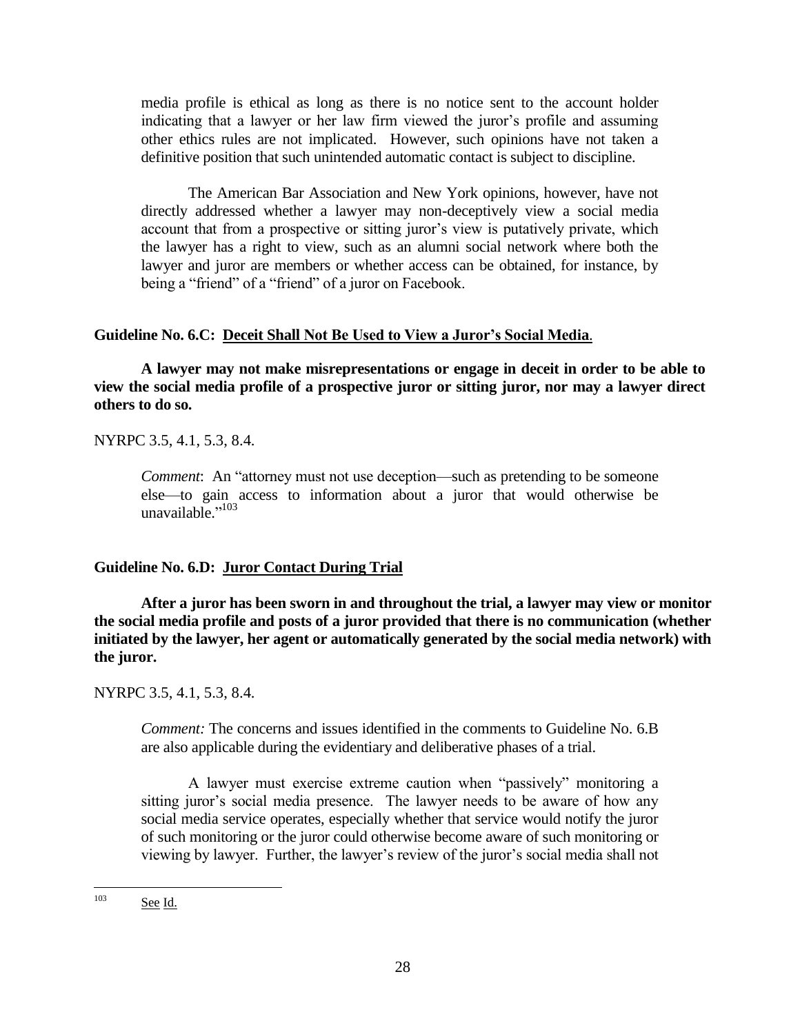media profile is ethical as long as there is no notice sent to the account holder indicating that a lawyer or her law firm viewed the juror's profile and assuming other ethics rules are not implicated. However, such opinions have not taken a definitive position that such unintended automatic contact is subject to discipline.

The American Bar Association and New York opinions, however, have not directly addressed whether a lawyer may non-deceptively view a social media account that from a prospective or sitting juror's view is putatively private, which the lawyer has a right to view, such as an alumni social network where both the lawyer and juror are members or whether access can be obtained, for instance, by being a "friend" of a "friend" of a juror on Facebook.

**Guideline No. 6.C: Deceit Shall Not Be Used to View a Juror's Social Media.**

**A lawyer may not make misrepresentations or engage in deceit in order to be able to view the social media profile of a prospective juror or sitting juror, nor may a lawyer direct others to do so.**

NYRPC 3.5, 4.1, 5.3, 8.4.

*Comment*: An "attorney must not use deception—such as pretending to be someone else—to gain access to information about a juror that would otherwise be unavailable."[103]

**Guideline No. 6.D: Juror Contact During Trial**

**After a juror has been sworn in and throughout the trial, a lawyer may view or monitor the social media profile and posts of a juror provided that there is no communication (whether initiated by the lawyer, her agent or automatically generated by the social media network) with the juror.**

NYRPC 3.5, 4.1, 5.3, 8.4.

*Comment:* The concerns and issues identified in the comments to Guideline No. 6.B are also applicable during the evidentiary and deliberative phases of a trial.

A lawyer must exercise extreme caution when "passively" monitoring a sitting juror's social media presence. The lawyer needs to be aware of how any social media service operates, especially whether that service would notify the juror of such monitoring or the juror could otherwise become aware of such monitoring or viewing by lawyer. Further, the lawyer's review of the juror's social media shall not

[103] See Id.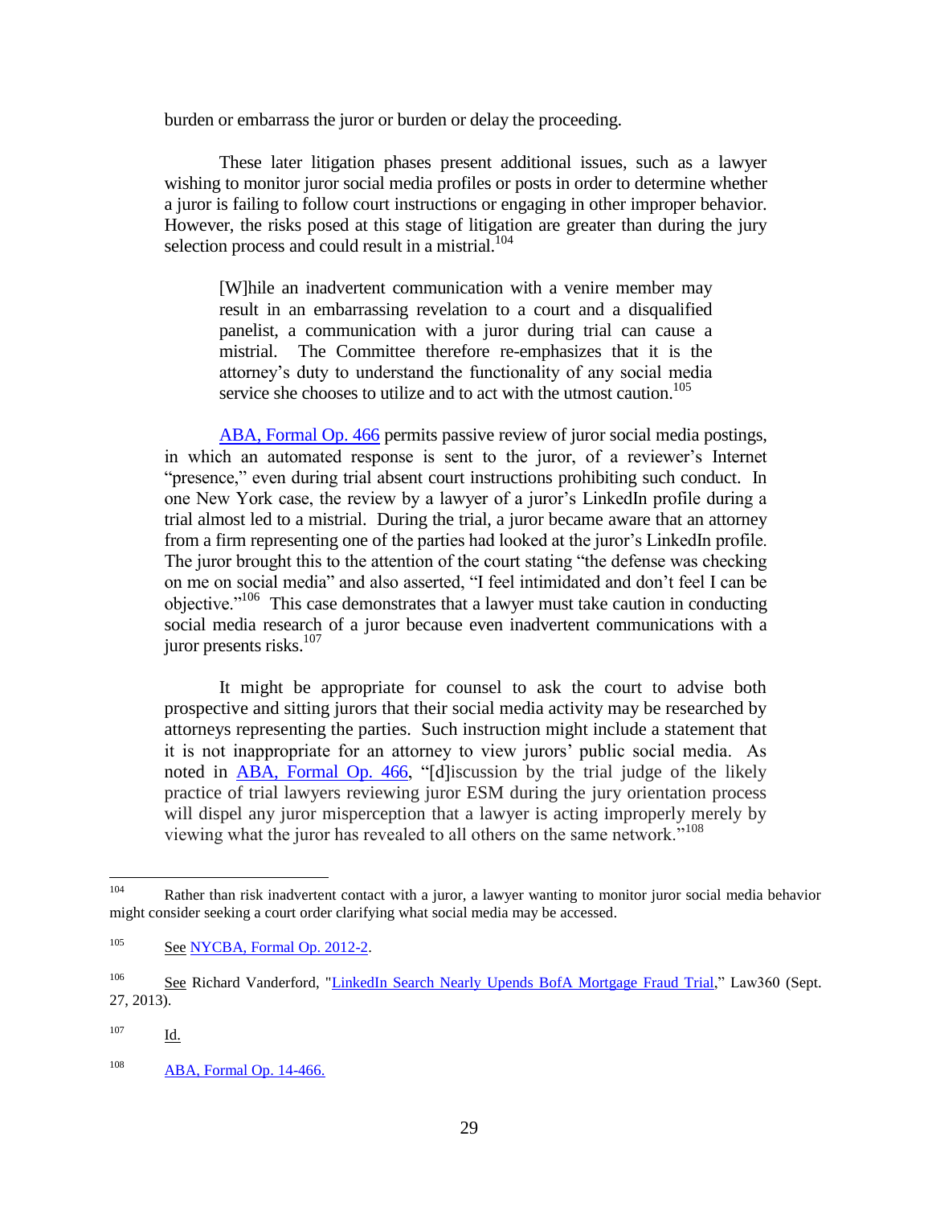burden or embarrass the juror or burden or delay the proceeding.

These later litigation phases present additional issues, such as a lawyer wishing to monitor juror social media profiles or posts in order to determine whether a juror is failing to follow court instructions or engaging in other improper behavior. However, the risks posed at this stage of litigation are greater than during the jury selection process and could result in a mistrial.[104]

> [W]hile an inadvertent communication with a venire member may result in an embarrassing revelation to a court and a disqualified panelist, a communication with a juror during trial can cause a mistrial. The Committee therefore re-emphasizes that it is the attorney's duty to understand the functionality of any social media service she chooses to utilize and to act with the utmost caution.[105]

ABA, Formal Op. 466 permits passive review of juror social media postings, in which an automated response is sent to the juror, of a reviewer's Internet "presence," even during trial absent court instructions prohibiting such conduct. In one New York case, the review by a lawyer of a juror's LinkedIn profile during a trial almost led to a mistrial. During the trial, a juror became aware that an attorney from a firm representing one of the parties had looked at the juror's LinkedIn profile. The juror brought this to the attention of the court stating "the defense was checking on me on social media" and also asserted, "I feel intimidated and don't feel I can be objective."[106] This case demonstrates that a lawyer must take caution in conducting social media research of a juror because even inadvertent communications with a juror presents risks.[107]

It might be appropriate for counsel to ask the court to advise both prospective and sitting jurors that their social media activity may be researched by attorneys representing the parties. Such instruction might include a statement that it is not inappropriate for an attorney to view jurors' public social media. As noted in ABA, Formal Op. 466, "[d]iscussion by the trial judge of the likely practice of trial lawyers reviewing juror ESM during the jury orientation process will dispel any juror misperception that a lawyer is acting improperly merely by viewing what the juror has revealed to all others on the same network."[108]

---

[104] Rather than risk inadvertent contact with a juror, a lawyer wanting to monitor juror social media behavior might consider seeking a court order clarifying what social media may be accessed.

[105] See NYCBA, Formal Op. 2012-2.

[106] See Richard Vanderford, "LinkedIn Search Nearly Upends BofA Mortgage Fraud Trial," Law360 (Sept. 27, 2013).

[107] Id.

[108] ABA, Formal Op. 14-466.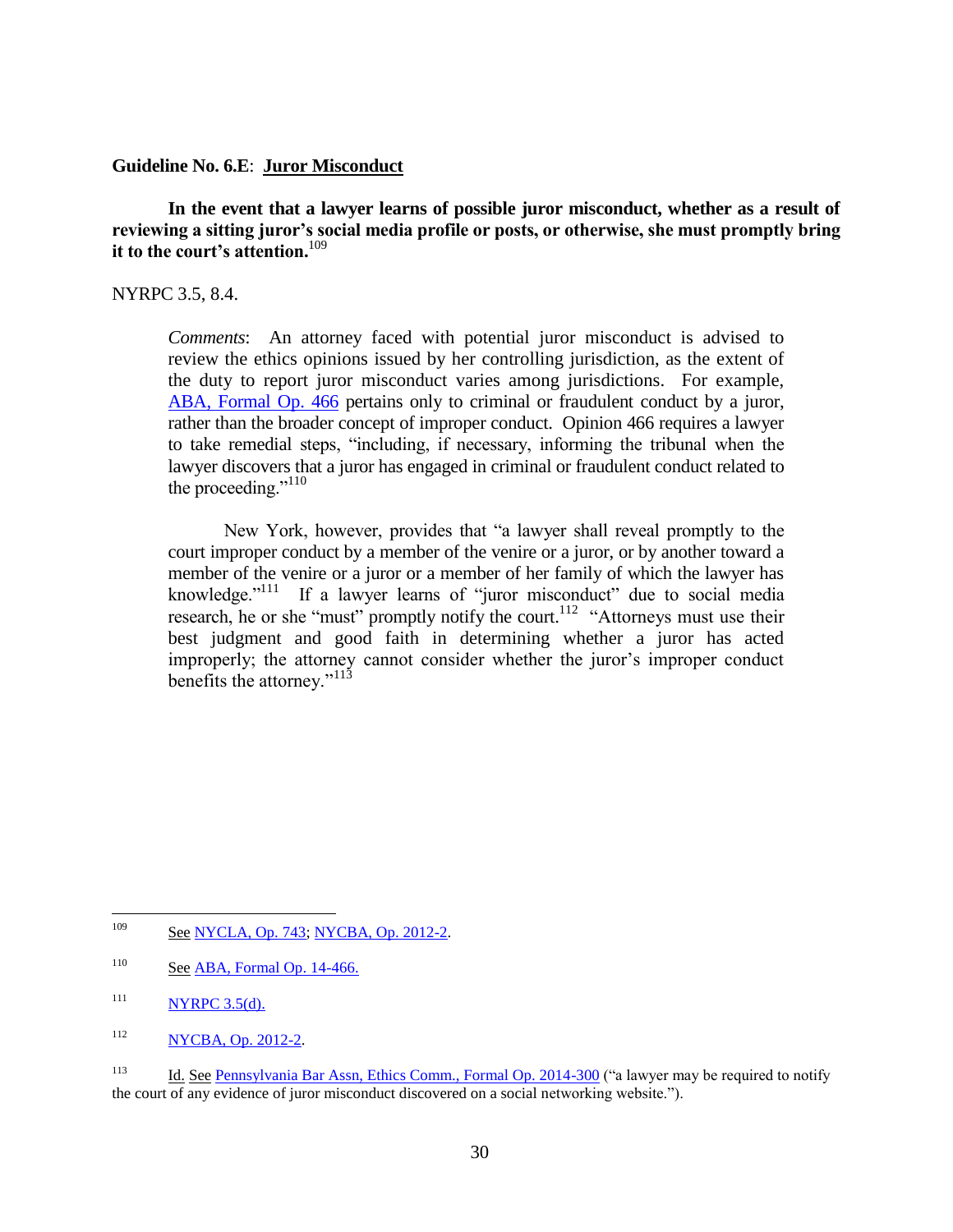**Guideline No. 6.E**: **Juror Misconduct**

**In the event that a lawyer learns of possible juror misconduct, whether as a result of reviewing a sitting juror's social media profile or posts, or otherwise, she must promptly bring it to the court's attention.**[109]

NYRPC 3.5, 8.4.

> *Comments*: An attorney faced with potential juror misconduct is advised to review the ethics opinions issued by her controlling jurisdiction, as the extent of the duty to report juror misconduct varies among jurisdictions. For example, ABA, Formal Op. 466 pertains only to criminal or fraudulent conduct by a juror, rather than the broader concept of improper conduct. Opinion 466 requires a lawyer to take remedial steps, "including, if necessary, informing the tribunal when the lawyer discovers that a juror has engaged in criminal or fraudulent conduct related to the proceeding."[110]
>
> New York, however, provides that "a lawyer shall reveal promptly to the court improper conduct by a member of the venire or a juror, or by another toward a member of the venire or a juror or a member of her family of which the lawyer has knowledge."[111] If a lawyer learns of "juror misconduct" due to social media research, he or she "must" promptly notify the court.[112] "Attorneys must use their best judgment and good faith in determining whether a juror has acted improperly; the attorney cannot consider whether the juror's improper conduct benefits the attorney."[113]

---

[109] See NYCLA, Op. 743; NYCBA, Op. 2012-2.

[110] See ABA, Formal Op. 14-466.

[111] NYRPC 3.5(d).

[112] NYCBA, Op. 2012-2.

[113] Id. See Pennsylvania Bar Assn, Ethics Comm., Formal Op. 2014-300 ("a lawyer may be required to notify the court of any evidence of juror misconduct discovered on a social networking website.").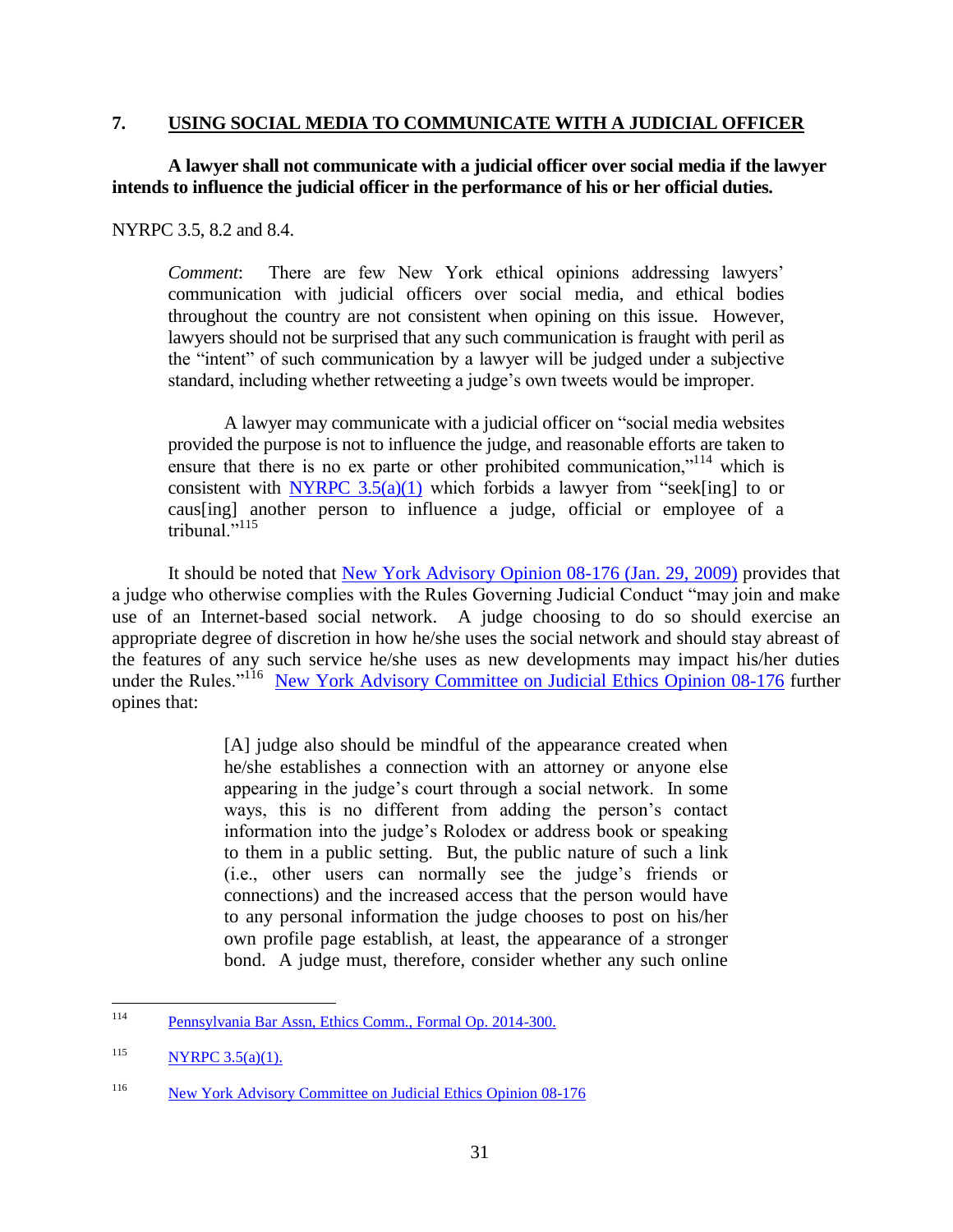## 7. USING SOCIAL MEDIA TO COMMUNICATE WITH A JUDICIAL OFFICER

**A lawyer shall not communicate with a judicial officer over social media if the lawyer intends to influence the judicial officer in the performance of his or her official duties.**

NYRPC 3.5, 8.2 and 8.4.

> *Comment*: There are few New York ethical opinions addressing lawyers' communication with judicial officers over social media, and ethical bodies throughout the country are not consistent when opining on this issue. However, lawyers should not be surprised that any such communication is fraught with peril as the "intent" of such communication by a lawyer will be judged under a subjective standard, including whether retweeting a judge's own tweets would be improper.
>
> A lawyer may communicate with a judicial officer on "social media websites provided the purpose is not to influence the judge, and reasonable efforts are taken to ensure that there is no ex parte or other prohibited communication,"[114] which is consistent with NYRPC 3.5(a)(1) which forbids a lawyer from "seek[ing] to or caus[ing] another person to influence a judge, official or employee of a tribunal."[115]

It should be noted that New York Advisory Opinion 08-176 (Jan. 29, 2009) provides that a judge who otherwise complies with the Rules Governing Judicial Conduct "may join and make use of an Internet-based social network. A judge choosing to do so should exercise an appropriate degree of discretion in how he/she uses the social network and should stay abreast of the features of any such service he/she uses as new developments may impact his/her duties under the Rules."[116] New York Advisory Committee on Judicial Ethics Opinion 08-176 further opines that:

> [A] judge also should be mindful of the appearance created when he/she establishes a connection with an attorney or anyone else appearing in the judge's court through a social network. In some ways, this is no different from adding the person's contact information into the judge's Rolodex or address book or speaking to them in a public setting. But, the public nature of such a link (i.e., other users can normally see the judge's friends or connections) and the increased access that the person would have to any personal information the judge chooses to post on his/her own profile page establish, at least, the appearance of a stronger bond. A judge must, therefore, consider whether any such online

---

[114] Pennsylvania Bar Assn, Ethics Comm., Formal Op. 2014-300.

[115] NYRPC 3.5(a)(1).

[116] New York Advisory Committee on Judicial Ethics Opinion 08-176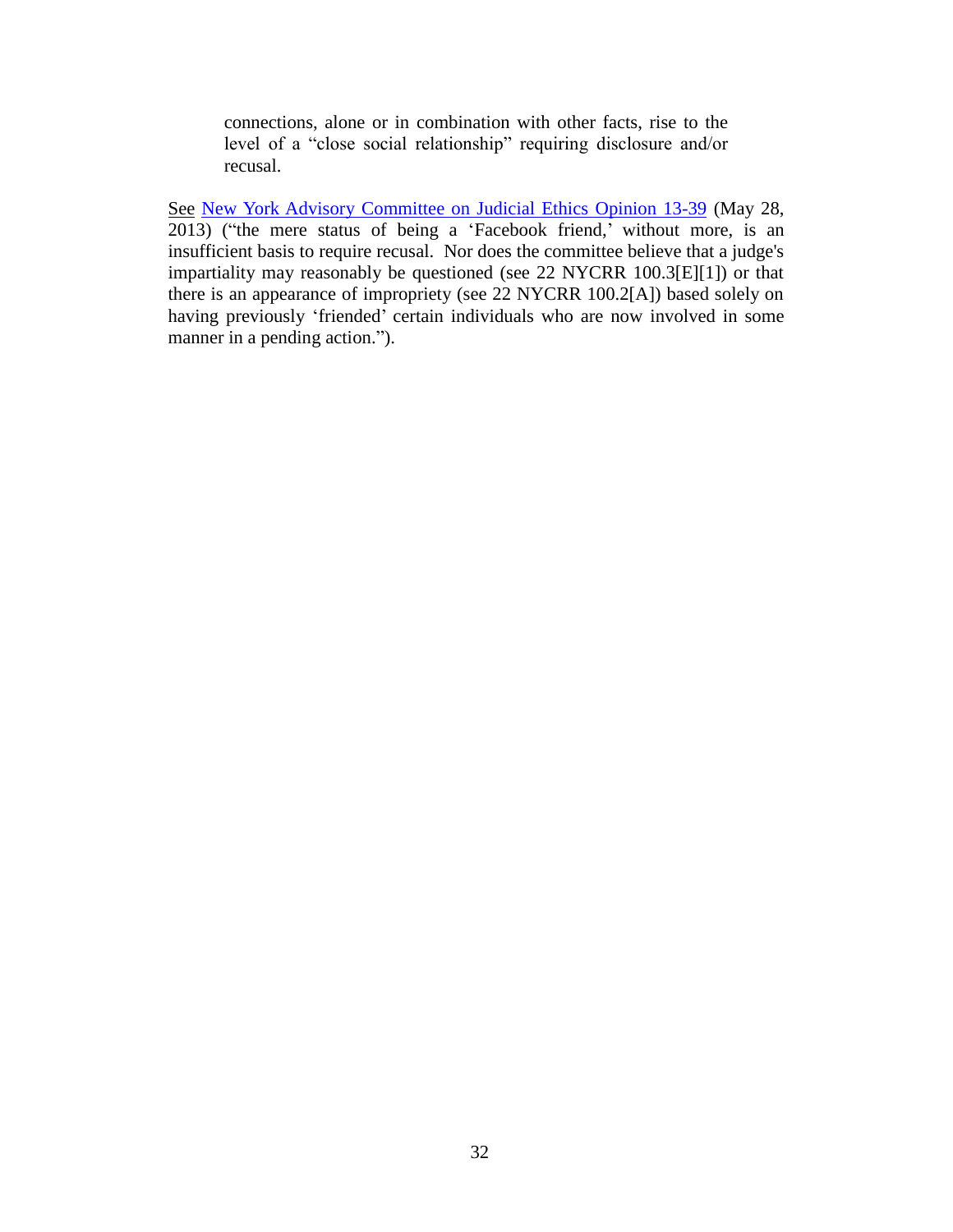> connections, alone or in combination with other facts, rise to the level of a "close social relationship" requiring disclosure and/or recusal.

See [New York Advisory Committee on Judicial Ethics Opinion 13-39](#) (May 28, 2013) ("the mere status of being a 'Facebook friend,' without more, is an insufficient basis to require recusal. Nor does the committee believe that a judge's impartiality may reasonably be questioned (see 22 NYCRR 100.3[E][1]) or that there is an appearance of impropriety (see 22 NYCRR 100.2[A]) based solely on having previously 'friended' certain individuals who are now involved in some manner in a pending action.").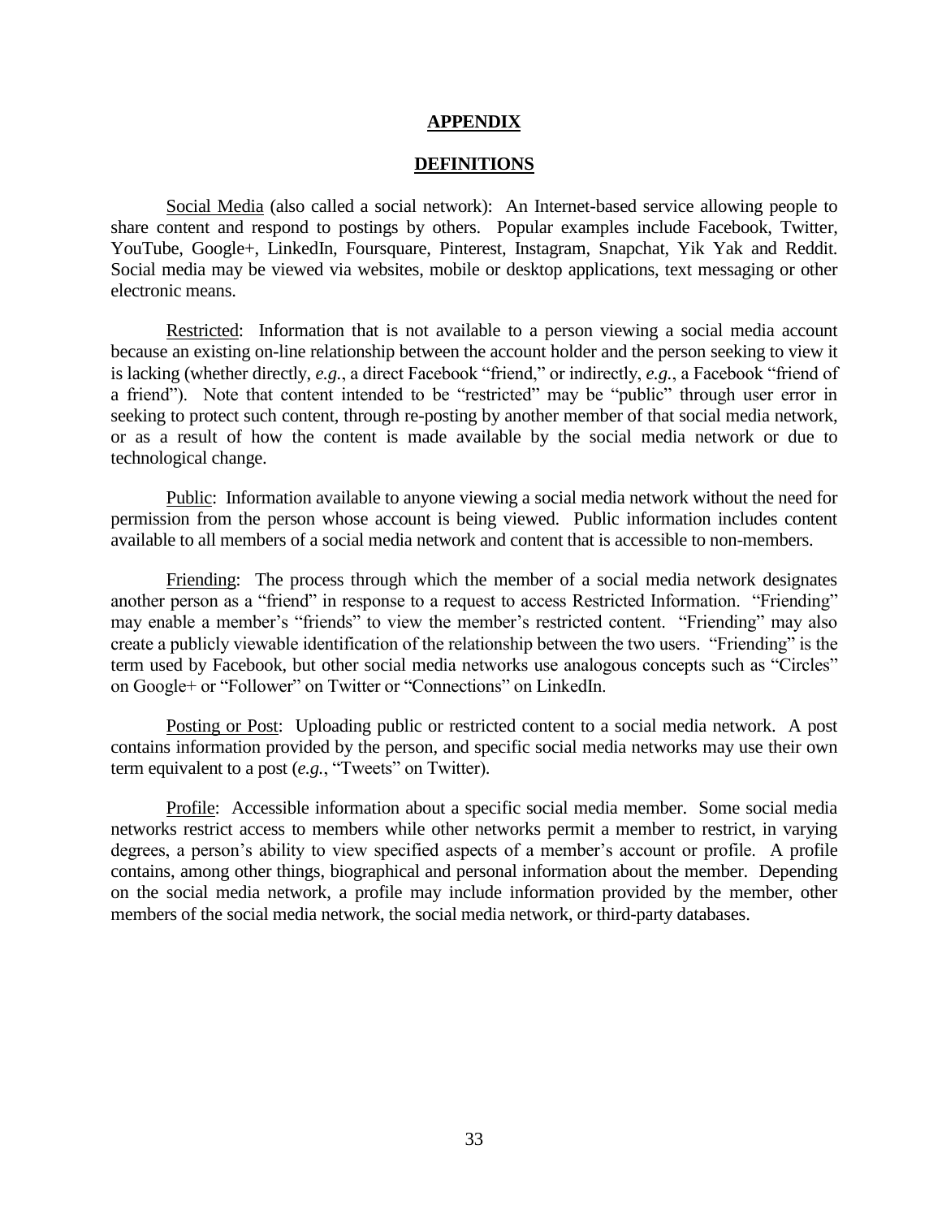# APPENDIX

## DEFINITIONS

Social Media (also called a social network): An Internet-based service allowing people to share content and respond to postings by others. Popular examples include Facebook, Twitter, YouTube, Google+, LinkedIn, Foursquare, Pinterest, Instagram, Snapchat, Yik Yak and Reddit. Social media may be viewed via websites, mobile or desktop applications, text messaging or other electronic means.

Restricted: Information that is not available to a person viewing a social media account because an existing on-line relationship between the account holder and the person seeking to view it is lacking (whether directly, *e.g.*, a direct Facebook "friend," or indirectly, *e.g.*, a Facebook "friend of a friend"). Note that content intended to be "restricted" may be "public" through user error in seeking to protect such content, through re-posting by another member of that social media network, or as a result of how the content is made available by the social media network or due to technological change.

Public: Information available to anyone viewing a social media network without the need for permission from the person whose account is being viewed. Public information includes content available to all members of a social media network and content that is accessible to non-members.

Friending: The process through which the member of a social media network designates another person as a "friend" in response to a request to access Restricted Information. "Friending" may enable a member's "friends" to view the member's restricted content. "Friending" may also create a publicly viewable identification of the relationship between the two users. "Friending" is the term used by Facebook, but other social media networks use analogous concepts such as "Circles" on Google+ or "Follower" on Twitter or "Connections" on LinkedIn.

Posting or Post: Uploading public or restricted content to a social media network. A post contains information provided by the person, and specific social media networks may use their own term equivalent to a post (*e.g.*, "Tweets" on Twitter).

Profile: Accessible information about a specific social media member. Some social media networks restrict access to members while other networks permit a member to restrict, in varying degrees, a person's ability to view specified aspects of a member's account or profile. A profile contains, among other things, biographical and personal information about the member. Depending on the social media network, a profile may include information provided by the member, other members of the social media network, the social media network, or third-party databases.